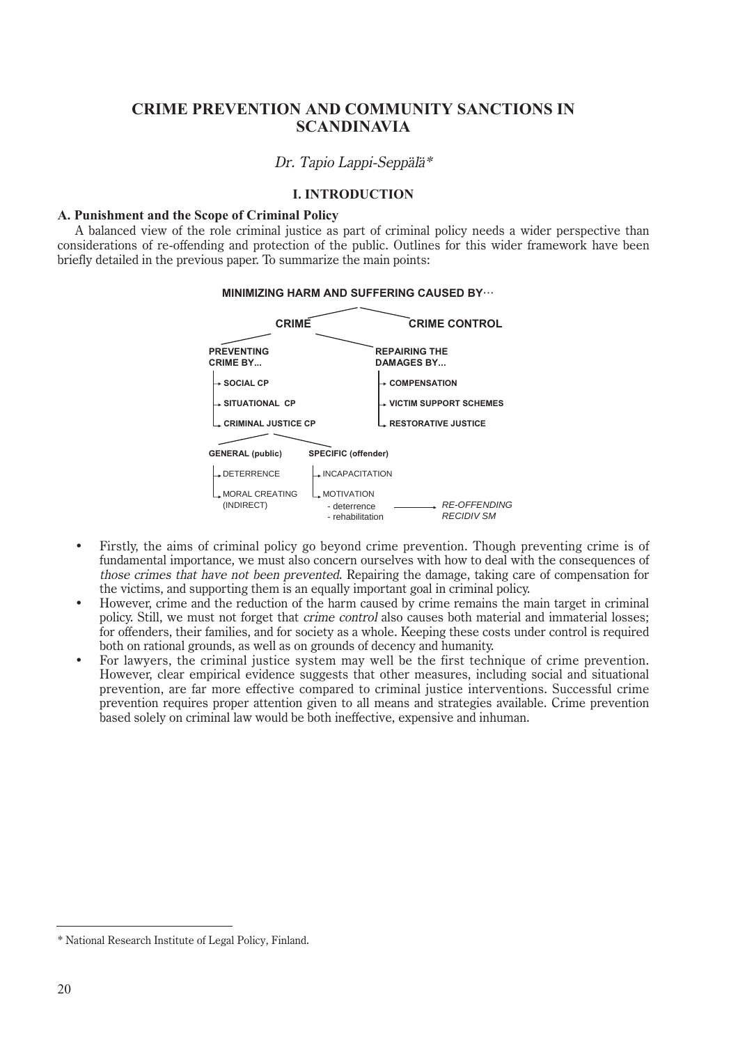# CRIME PREVENTION AND COMMUNITY SANCTIONS IN SCANDINAVIA

*Dr. Tapio Lappi-Seppälä\**

## I. INTRODUCTION

### A. Punishment and the Scope of Criminal Policy

A balanced view of the role criminal justice as part of criminal policy needs a wider perspective than considerations of re-offending and protection of the public. Outlines for this wider framework have been briefly detailed in the previous paper. To summarize the main points:

**MINIMIZING HARM AND SUFFERING CAUSED BY…**

- **CRIME**
  - **PREVENTING CRIME BY...**
    - **SOCIAL CP**
    - **SITUATIONAL CP**
    - **CRIMINAL JUSTICE CP**
      - **GENERAL (public)**
        - DETERRENCE
        - MORAL CREATING (INDIRECT)
      - **SPECIFIC (offender)**
        - INCAPACITATION
        - MOTIVATION
          - deterrence
          - rehabilitation → *RE-OFFENDING RECIDIV SM*
  - **REPAIRING THE DAMAGES BY...**
    - **COMPENSATION**
    - **VICTIM SUPPORT SCHEMES**
    - **RESTORATIVE JUSTICE**
- **CRIME CONTROL**

- Firstly, the aims of criminal policy go beyond crime prevention. Though preventing crime is of fundamental importance, we must also concern ourselves with how to deal with the consequences of *those crimes that have not been prevented*. Repairing the damage, taking care of compensation for the victims, and supporting them is an equally important goal in criminal policy.
- However, crime and the reduction of the harm caused by crime remains the main target in criminal policy. Still, we must not forget that *crime control* also causes both material and immaterial losses; for offenders, their families, and for society as a whole. Keeping these costs under control is required both on rational grounds, as well as on grounds of decency and humanity.
- For lawyers, the criminal justice system may well be the first technique of crime prevention. However, clear empirical evidence suggests that other measures, including social and situational prevention, are far more effective compared to criminal justice interventions. Successful crime prevention requires proper attention given to all means and strategies available. Crime prevention based solely on criminal law would be both ineffective, expensive and inhuman.

---

\* National Research Institute of Legal Policy, Finland.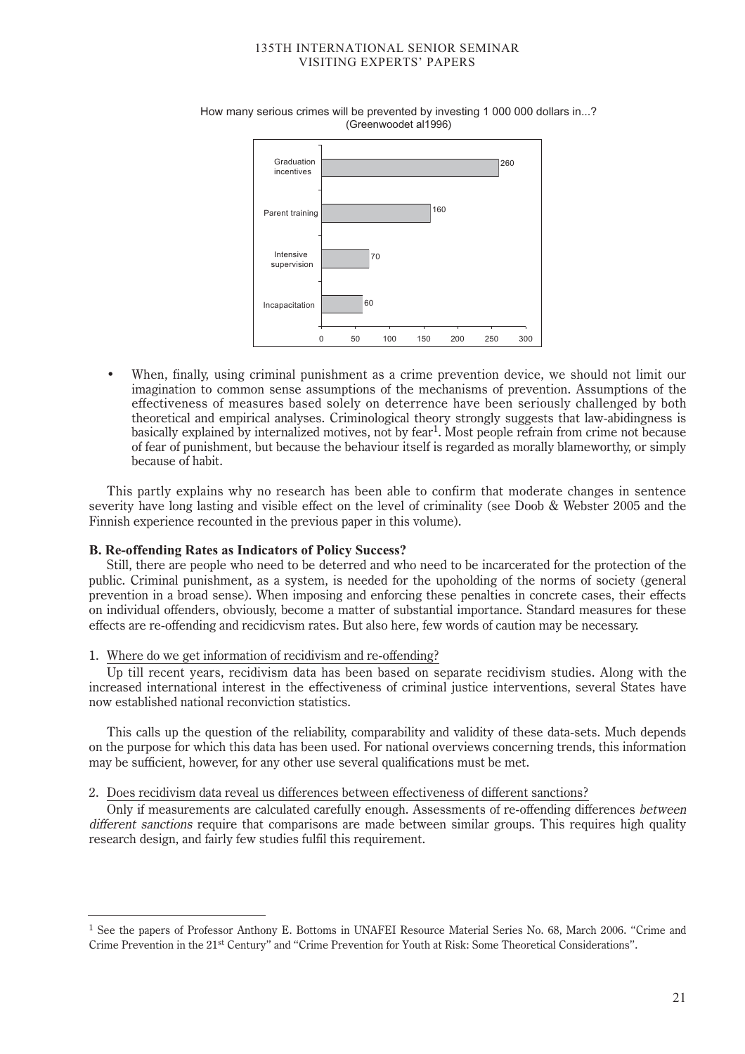How many serious crimes will be prevented by investing 1 000 000 dollars in...?
(Greenwoodet al1996)

| Measure | Serious crimes prevented |
|---|---|
| Graduation incentives | 260 |
| Parent training | 160 |
| Intensive supervision | 70 |
| Incapacitation | 60 |

- When, finally, using criminal punishment as a crime prevention device, we should not limit our imagination to common sense assumptions of the mechanisms of prevention. Assumptions of the effectiveness of measures based solely on deterrence have been seriously challenged by both theoretical and empirical analyses. Criminological theory strongly suggests that law-abidingness is basically explained by internalized motives, not by fear[1]. Most people refrain from crime not because of fear of punishment, but because the behaviour itself is regarded as morally blameworthy, or simply because of habit.

This partly explains why no research has been able to confirm that moderate changes in sentence severity have long lasting and visible effect on the level of criminality (see Doob & Webster 2005 and the Finnish experience recounted in the previous paper in this volume).

### B. Re-offending Rates as Indicators of Policy Success?

Still, there are people who need to be deterred and who need to be incarcerated for the protection of the public. Criminal punishment, as a system, is needed for the upoholding of the norms of society (general prevention in a broad sense). When imposing and enforcing these penalties in concrete cases, their effects on individual offenders, obviously, become a matter of substantial importance. Standard measures for these effects are re-offending and recidicvism rates. But also here, few words of caution may be necessary.

1. Where do we get information of recidivism and re-offending?

Up till recent years, recidivism data has been based on separate recidivism studies. Along with the increased international interest in the effectiveness of criminal justice interventions, several States have now established national reconviction statistics.

This calls up the question of the reliability, comparability and validity of these data-sets. Much depends on the purpose for which this data has been used. For national overviews concerning trends, this information may be sufficient, however, for any other use several qualifications must be met.

2. Does recidivism data reveal us differences between effectiveness of different sanctions?

Only if measurements are calculated carefully enough. Assessments of re-offending differences *between different sanctions* require that comparisons are made between similar groups. This requires high quality research design, and fairly few studies fulfil this requirement.

---

[1] See the papers of Professor Anthony E. Bottoms in UNAFEI Resource Material Series No. 68, March 2006. "Crime and Crime Prevention in the 21st Century" and "Crime Prevention for Youth at Risk: Some Theoretical Considerations".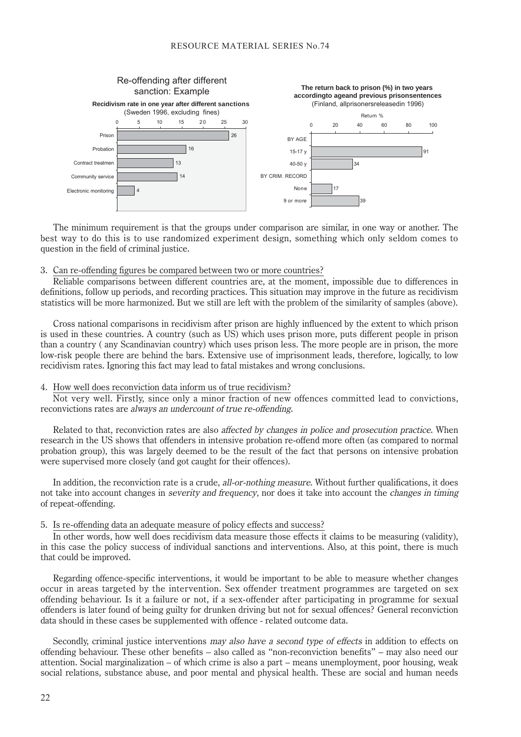Re-offending after different sanction: Example

**Recidivism rate in one year after different sanctions**
(Sweden 1996, excluding fines)

| Sanction | Recidivism rate |
|---|---|
| Prison | 26 |
| Probation | 16 |
| Contract treatmen | 13 |
| Community service | 14 |
| Electronic monitoring | 4 |

**The return back to prison (%) in two years accordingto ageand previous prisonsentences**
(Finland, allprisonersreleasedin 1996)

| | Return % |
|---|---|
| BY AGE | |
| 15-17 y | 91 |
| 40-50 y | 34 |
| BY CRIM. RECORD | |
| None | 17 |
| 9 or more | 39 |

The minimum requirement is that the groups under comparison are similar, in one way or another. The best way to do this is to use randomized experiment design, something which only seldom comes to question in the field of criminal justice.

3. Can re-offending figures be compared between two or more countries?

Reliable comparisons between different countries are, at the moment, impossible due to differences in definitions, follow up periods, and recording practices. This situation may improve in the future as recidivism statistics will be more harmonized. But we still are left with the problem of the similarity of samples (above).

Cross national comparisons in recidivism after prison are highly influenced by the extent to which prison is used in these countries. A country (such as US) which uses prison more, puts different people in prison than a country ( any Scandinavian country) which uses prison less. The more people are in prison, the more low-risk people there are behind the bars. Extensive use of imprisonment leads, therefore, logically, to low recidivism rates. Ignoring this fact may lead to fatal mistakes and wrong conclusions.

4. How well does reconviction data inform us of true recidivism?

Not very well. Firstly, since only a minor fraction of new offences committed lead to convictions, reconvictions rates are *always an undercount of true re-offending*.

Related to that, reconviction rates are also *affected by changes in police and prosecution practice*. When research in the US shows that offenders in intensive probation re-offend more often (as compared to normal probation group), this was largely deemed to be the result of the fact that persons on intensive probation were supervised more closely (and got caught for their offences).

In addition, the reconviction rate is a crude, *all-or-nothing measure*. Without further qualifications, it does not take into account changes in *severity and frequency*, nor does it take into account the *changes in timing* of repeat-offending.

5. Is re-offending data an adequate measure of policy effects and success?

In other words, how well does recidivism data measure those effects it claims to be measuring (validity), in this case the policy success of individual sanctions and interventions. Also, at this point, there is much that could be improved.

Regarding offence-specific interventions, it would be important to be able to measure whether changes occur in areas targeted by the intervention. Sex offender treatment programmes are targeted on sex offending behaviour. Is it a failure or not, if a sex-offender after participating in programme for sexual offenders is later found of being guilty for drunken driving but not for sexual offences? General reconviction data should in these cases be supplemented with offence - related outcome data.

Secondly, criminal justice interventions *may also have a second type of effects* in addition to effects on offending behaviour. These other benefits – also called as "non-reconviction benefits" – may also need our attention. Social marginalization – of which crime is also a part – means unemployment, poor housing, weak social relations, substance abuse, and poor mental and physical health. These are social and human needs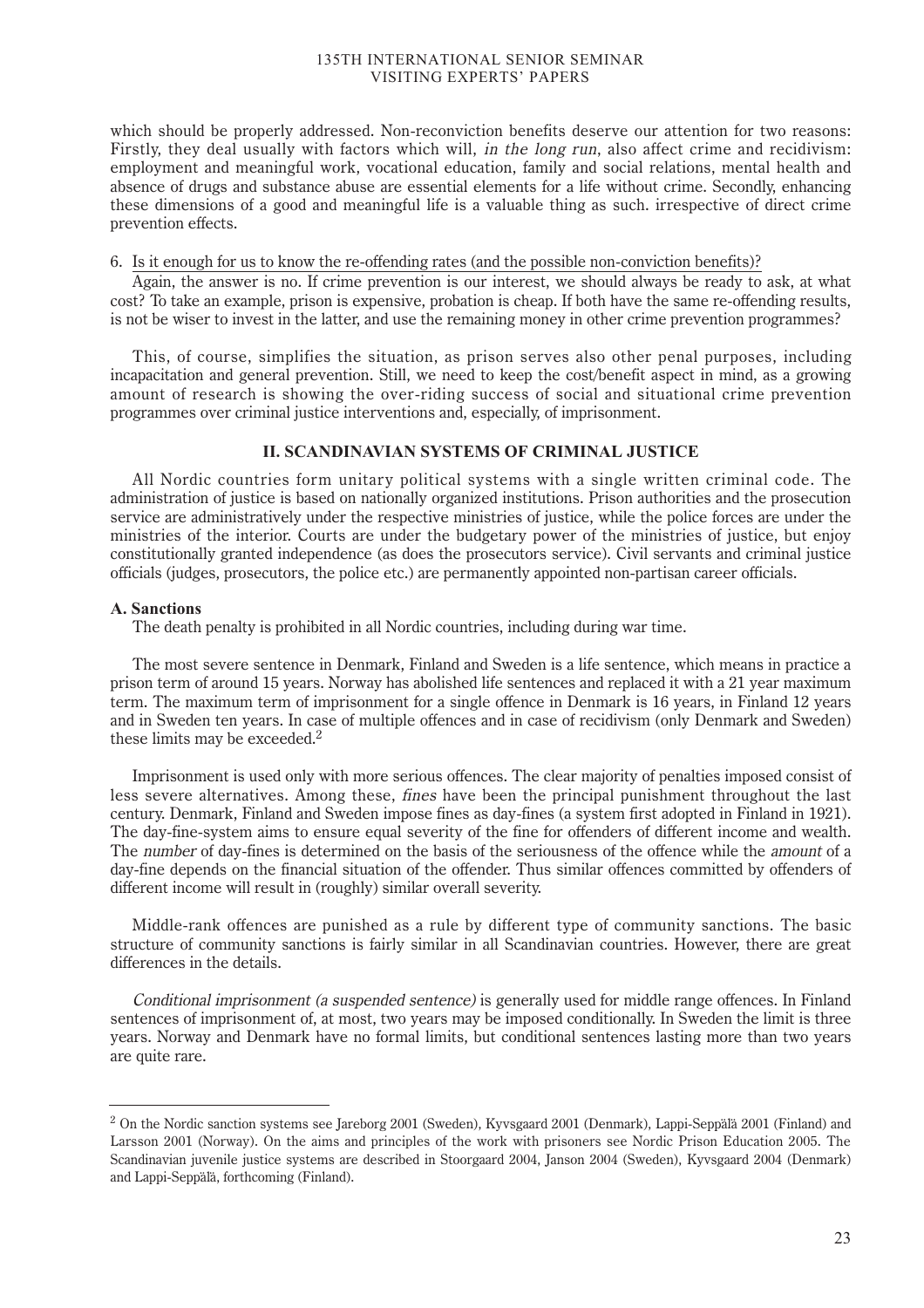which should be properly addressed. Non-reconviction benefits deserve our attention for two reasons: Firstly, they deal usually with factors which will, *in the long run*, also affect crime and recidivism: employment and meaningful work, vocational education, family and social relations, mental health and absence of drugs and substance abuse are essential elements for a life without crime. Secondly, enhancing these dimensions of a good and meaningful life is a valuable thing as such. irrespective of direct crime prevention effects.

6. Is it enough for us to know the re-offending rates (and the possible non-conviction benefits)?

Again, the answer is no. If crime prevention is our interest, we should always be ready to ask, at what cost? To take an example, prison is expensive, probation is cheap. If both have the same re-offending results, is not be wiser to invest in the latter, and use the remaining money in other crime prevention programmes?

This, of course, simplifies the situation, as prison serves also other penal purposes, including incapacitation and general prevention. Still, we need to keep the cost/benefit aspect in mind, as a growing amount of research is showing the over-riding success of social and situational crime prevention programmes over criminal justice interventions and, especially, of imprisonment.

## II. SCANDINAVIAN SYSTEMS OF CRIMINAL JUSTICE

All Nordic countries form unitary political systems with a single written criminal code. The administration of justice is based on nationally organized institutions. Prison authorities and the prosecution service are administratively under the respective ministries of justice, while the police forces are under the ministries of the interior. Courts are under the budgetary power of the ministries of justice, but enjoy constitutionally granted independence (as does the prosecutors service). Civil servants and criminal justice officials (judges, prosecutors, the police etc.) are permanently appointed non-partisan career officials.

### A. Sanctions

The death penalty is prohibited in all Nordic countries, including during war time.

The most severe sentence in Denmark, Finland and Sweden is a life sentence, which means in practice a prison term of around 15 years. Norway has abolished life sentences and replaced it with a 21 year maximum term. The maximum term of imprisonment for a single offence in Denmark is 16 years, in Finland 12 years and in Sweden ten years. In case of multiple offences and in case of recidivism (only Denmark and Sweden) these limits may be exceeded.[2]

Imprisonment is used only with more serious offences. The clear majority of penalties imposed consist of less severe alternatives. Among these, *fines* have been the principal punishment throughout the last century. Denmark, Finland and Sweden impose fines as day-fines (a system first adopted in Finland in 1921). The day-fine-system aims to ensure equal severity of the fine for offenders of different income and wealth. The *number* of day-fines is determined on the basis of the seriousness of the offence while the *amount* of a day-fine depends on the financial situation of the offender. Thus similar offences committed by offenders of different income will result in (roughly) similar overall severity.

Middle-rank offences are punished as a rule by different type of community sanctions. The basic structure of community sanctions is fairly similar in all Scandinavian countries. However, there are great differences in the details.

*Conditional imprisonment (a suspended sentence)* is generally used for middle range offences. In Finland sentences of imprisonment of, at most, two years may be imposed conditionally. In Sweden the limit is three years. Norway and Denmark have no formal limits, but conditional sentences lasting more than two years are quite rare.

---

[2] On the Nordic sanction systems see Jareborg 2001 (Sweden), Kyvsgaard 2001 (Denmark), Lappi-Seppälä 2001 (Finland) and Larsson 2001 (Norway). On the aims and principles of the work with prisoners see Nordic Prison Education 2005. The Scandinavian juvenile justice systems are described in Stoorgaard 2004, Janson 2004 (Sweden), Kyvsgaard 2004 (Denmark) and Lappi-Seppälä, forthcoming (Finland).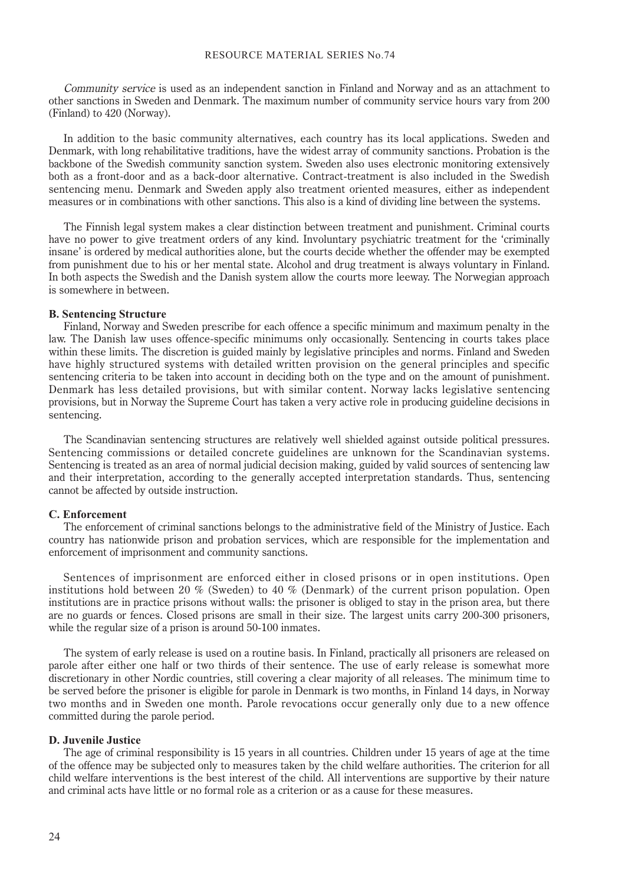*Community service* is used as an independent sanction in Finland and Norway and as an attachment to other sanctions in Sweden and Denmark. The maximum number of community service hours vary from 200 (Finland) to 420 (Norway).

In addition to the basic community alternatives, each country has its local applications. Sweden and Denmark, with long rehabilitative traditions, have the widest array of community sanctions. Probation is the backbone of the Swedish community sanction system. Sweden also uses electronic monitoring extensively both as a front-door and as a back-door alternative. Contract-treatment is also included in the Swedish sentencing menu. Denmark and Sweden apply also treatment oriented measures, either as independent measures or in combinations with other sanctions. This also is a kind of dividing line between the systems.

The Finnish legal system makes a clear distinction between treatment and punishment. Criminal courts have no power to give treatment orders of any kind. Involuntary psychiatric treatment for the 'criminally insane' is ordered by medical authorities alone, but the courts decide whether the offender may be exempted from punishment due to his or her mental state. Alcohol and drug treatment is always voluntary in Finland. In both aspects the Swedish and the Danish system allow the courts more leeway. The Norwegian approach is somewhere in between.

### B. Sentencing Structure

Finland, Norway and Sweden prescribe for each offence a specific minimum and maximum penalty in the law. The Danish law uses offence-specific minimums only occasionally. Sentencing in courts takes place within these limits. The discretion is guided mainly by legislative principles and norms. Finland and Sweden have highly structured systems with detailed written provision on the general principles and specific sentencing criteria to be taken into account in deciding both on the type and on the amount of punishment. Denmark has less detailed provisions, but with similar content. Norway lacks legislative sentencing provisions, but in Norway the Supreme Court has taken a very active role in producing guideline decisions in sentencing.

The Scandinavian sentencing structures are relatively well shielded against outside political pressures. Sentencing commissions or detailed concrete guidelines are unknown for the Scandinavian systems. Sentencing is treated as an area of normal judicial decision making, guided by valid sources of sentencing law and their interpretation, according to the generally accepted interpretation standards. Thus, sentencing cannot be affected by outside instruction.

### C. Enforcement

The enforcement of criminal sanctions belongs to the administrative field of the Ministry of Justice. Each country has nationwide prison and probation services, which are responsible for the implementation and enforcement of imprisonment and community sanctions.

Sentences of imprisonment are enforced either in closed prisons or in open institutions. Open institutions hold between 20 % (Sweden) to 40 % (Denmark) of the current prison population. Open institutions are in practice prisons without walls: the prisoner is obliged to stay in the prison area, but there are no guards or fences. Closed prisons are small in their size. The largest units carry 200-300 prisoners, while the regular size of a prison is around 50-100 inmates.

The system of early release is used on a routine basis. In Finland, practically all prisoners are released on parole after either one half or two thirds of their sentence. The use of early release is somewhat more discretionary in other Nordic countries, still covering a clear majority of all releases. The minimum time to be served before the prisoner is eligible for parole in Denmark is two months, in Finland 14 days, in Norway two months and in Sweden one month. Parole revocations occur generally only due to a new offence committed during the parole period.

### D. Juvenile Justice

The age of criminal responsibility is 15 years in all countries. Children under 15 years of age at the time of the offence may be subjected only to measures taken by the child welfare authorities. The criterion for all child welfare interventions is the best interest of the child. All interventions are supportive by their nature and criminal acts have little or no formal role as a criterion or as a cause for these measures.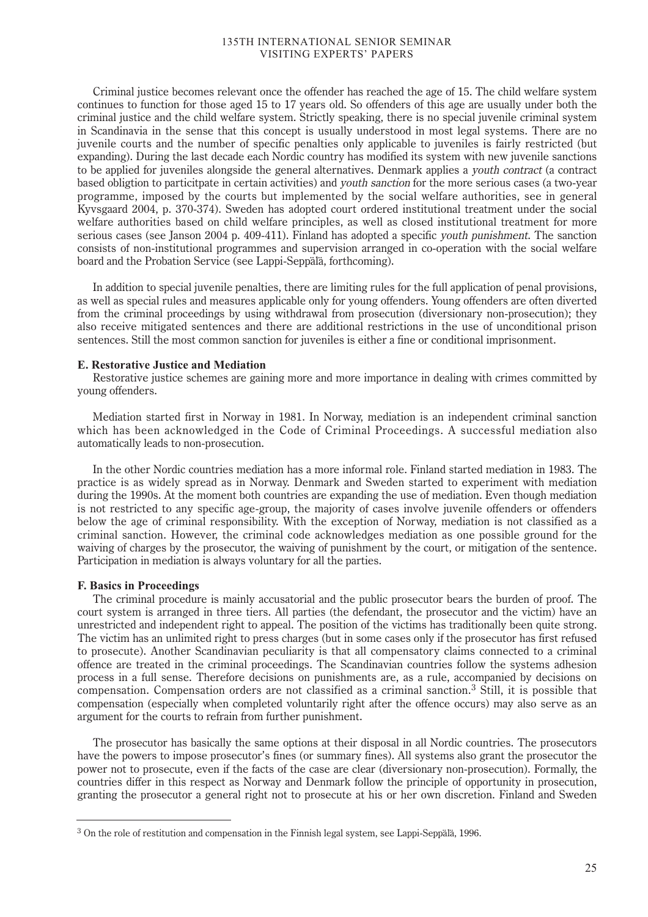Criminal justice becomes relevant once the offender has reached the age of 15. The child welfare system continues to function for those aged 15 to 17 years old. So offenders of this age are usually under both the criminal justice and the child welfare system. Strictly speaking, there is no special juvenile criminal system in Scandinavia in the sense that this concept is usually understood in most legal systems. There are no juvenile courts and the number of specific penalties only applicable to juveniles is fairly restricted (but expanding). During the last decade each Nordic country has modified its system with new juvenile sanctions to be applied for juveniles alongside the general alternatives. Denmark applies a *youth contract* (a contract based obligtion to particitpate in certain activities) and *youth sanction* for the more serious cases (a two-year programme, imposed by the courts but implemented by the social welfare authorities, see in general Kyvsgaard 2004, p. 370-374). Sweden has adopted court ordered institutional treatment under the social welfare authorities based on child welfare principles, as well as closed institutional treatment for more serious cases (see Janson 2004 p. 409-411). Finland has adopted a specific *youth punishment*. The sanction consists of non-institutional programmes and supervision arranged in co-operation with the social welfare board and the Probation Service (see Lappi-Seppälä, forthcoming).

In addition to special juvenile penalties, there are limiting rules for the full application of penal provisions, as well as special rules and measures applicable only for young offenders. Young offenders are often diverted from the criminal proceedings by using withdrawal from prosecution (diversionary non-prosecution); they also receive mitigated sentences and there are additional restrictions in the use of unconditional prison sentences. Still the most common sanction for juveniles is either a fine or conditional imprisonment.

### E. Restorative Justice and Mediation

Restorative justice schemes are gaining more and more importance in dealing with crimes committed by young offenders.

Mediation started first in Norway in 1981. In Norway, mediation is an independent criminal sanction which has been acknowledged in the Code of Criminal Proceedings. A successful mediation also automatically leads to non-prosecution.

In the other Nordic countries mediation has a more informal role. Finland started mediation in 1983. The practice is as widely spread as in Norway. Denmark and Sweden started to experiment with mediation during the 1990s. At the moment both countries are expanding the use of mediation. Even though mediation is not restricted to any specific age-group, the majority of cases involve juvenile offenders or offenders below the age of criminal responsibility. With the exception of Norway, mediation is not classified as a criminal sanction. However, the criminal code acknowledges mediation as one possible ground for the waiving of charges by the prosecutor, the waiving of punishment by the court, or mitigation of the sentence. Participation in mediation is always voluntary for all the parties.

### F. Basics in Proceedings

The criminal procedure is mainly accusatorial and the public prosecutor bears the burden of proof. The court system is arranged in three tiers. All parties (the defendant, the prosecutor and the victim) have an unrestricted and independent right to appeal. The position of the victims has traditionally been quite strong. The victim has an unlimited right to press charges (but in some cases only if the prosecutor has first refused to prosecute). Another Scandinavian peculiarity is that all compensatory claims connected to a criminal offence are treated in the criminal proceedings. The Scandinavian countries follow the systems adhesion process in a full sense. Therefore decisions on punishments are, as a rule, accompanied by decisions on compensation. Compensation orders are not classified as a criminal sanction.[3] Still, it is possible that compensation (especially when completed voluntarily right after the offence occurs) may also serve as an argument for the courts to refrain from further punishment.

The prosecutor has basically the same options at their disposal in all Nordic countries. The prosecutors have the powers to impose prosecutor's fines (or summary fines). All systems also grant the prosecutor the power not to prosecute, even if the facts of the case are clear (diversionary non-prosecution). Formally, the countries differ in this respect as Norway and Denmark follow the principle of opportunity in prosecution, granting the prosecutor a general right not to prosecute at his or her own discretion. Finland and Sweden

---

[3] On the role of restitution and compensation in the Finnish legal system, see Lappi-Seppälä, 1996.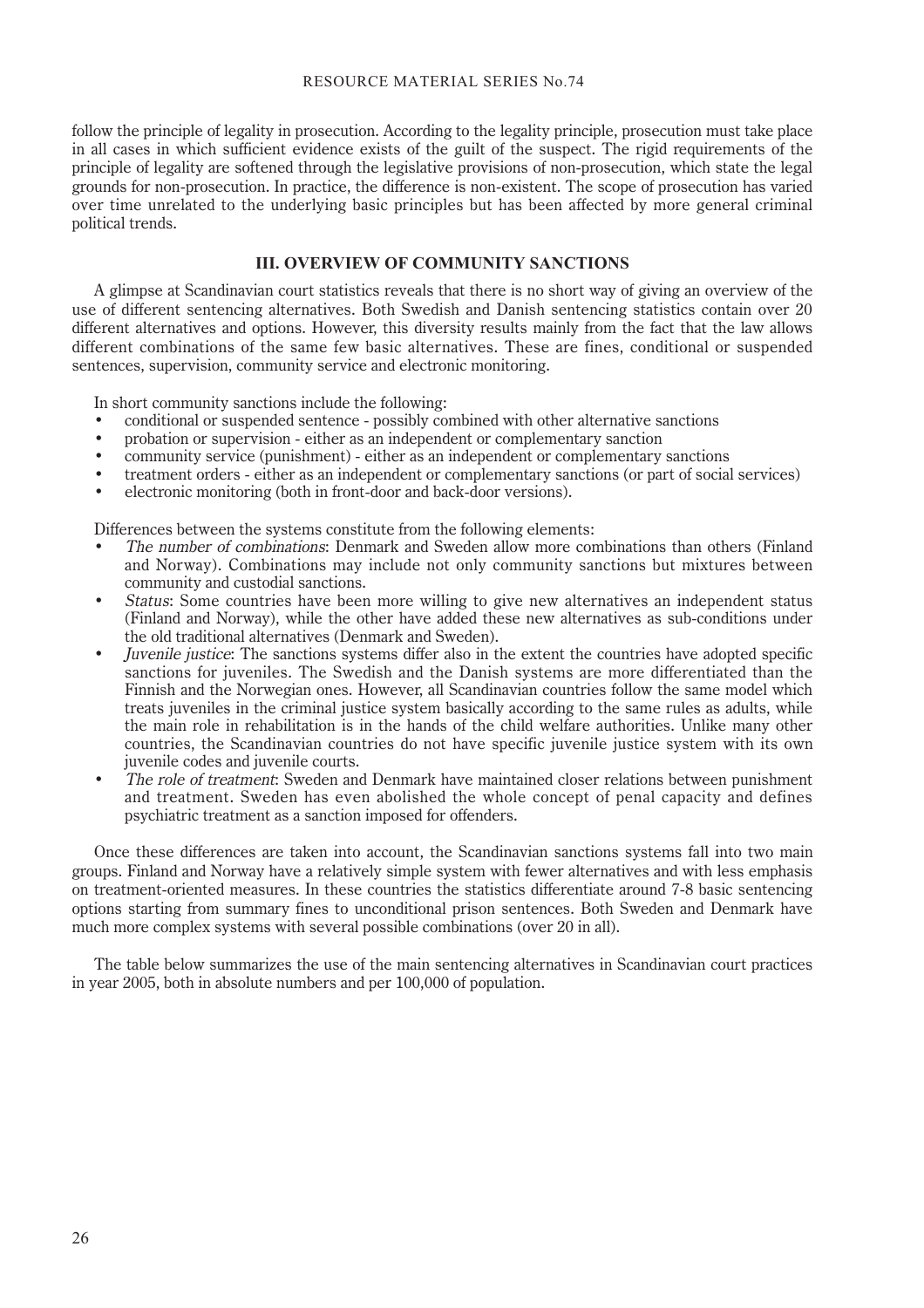follow the principle of legality in prosecution. According to the legality principle, prosecution must take place in all cases in which sufficient evidence exists of the guilt of the suspect. The rigid requirements of the principle of legality are softened through the legislative provisions of non-prosecution, which state the legal grounds for non-prosecution. In practice, the difference is non-existent. The scope of prosecution has varied over time unrelated to the underlying basic principles but has been affected by more general criminal political trends.

## III. OVERVIEW OF COMMUNITY SANCTIONS

A glimpse at Scandinavian court statistics reveals that there is no short way of giving an overview of the use of different sentencing alternatives. Both Swedish and Danish sentencing statistics contain over 20 different alternatives and options. However, this diversity results mainly from the fact that the law allows different combinations of the same few basic alternatives. These are fines, conditional or suspended sentences, supervision, community service and electronic monitoring.

In short community sanctions include the following:

- conditional or suspended sentence - possibly combined with other alternative sanctions
- probation or supervision - either as an independent or complementary sanction
- community service (punishment) - either as an independent or complementary sanctions
- treatment orders - either as an independent or complementary sanctions (or part of social services)
- electronic monitoring (both in front-door and back-door versions).

Differences between the systems constitute from the following elements:

- *The number of combinations*: Denmark and Sweden allow more combinations than others (Finland and Norway). Combinations may include not only community sanctions but mixtures between community and custodial sanctions.
- *Status*: Some countries have been more willing to give new alternatives an independent status (Finland and Norway), while the other have added these new alternatives as sub-conditions under the old traditional alternatives (Denmark and Sweden).
- *Juvenile justice*: The sanctions systems differ also in the extent the countries have adopted specific sanctions for juveniles. The Swedish and the Danish systems are more differentiated than the Finnish and the Norwegian ones. However, all Scandinavian countries follow the same model which treats juveniles in the criminal justice system basically according to the same rules as adults, while the main role in rehabilitation is in the hands of the child welfare authorities. Unlike many other countries, the Scandinavian countries do not have specific juvenile justice system with its own juvenile codes and juvenile courts.
- *The role of treatment*: Sweden and Denmark have maintained closer relations between punishment and treatment. Sweden has even abolished the whole concept of penal capacity and defines psychiatric treatment as a sanction imposed for offenders.

Once these differences are taken into account, the Scandinavian sanctions systems fall into two main groups. Finland and Norway have a relatively simple system with fewer alternatives and with less emphasis on treatment-oriented measures. In these countries the statistics differentiate around 7-8 basic sentencing options starting from summary fines to unconditional prison sentences. Both Sweden and Denmark have much more complex systems with several possible combinations (over 20 in all).

The table below summarizes the use of the main sentencing alternatives in Scandinavian court practices in year 2005, both in absolute numbers and per 100,000 of population.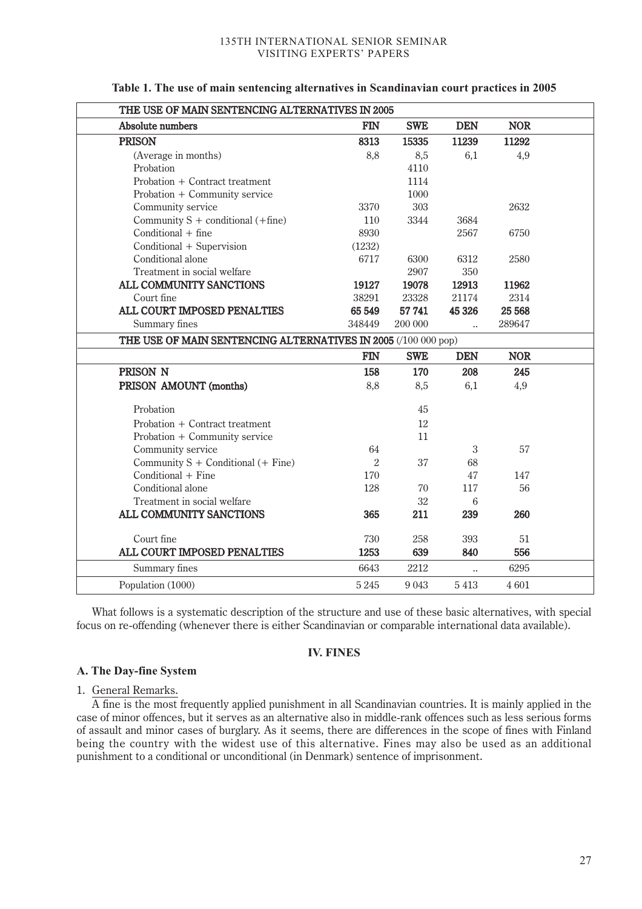**Table 1. The use of main sentencing alternatives in Scandinavian court practices in 2005**

| THE USE OF MAIN SENTENCING ALTERNATIVES IN 2005 | | | | |
|---|---|---|---|---|
| **Absolute numbers** | **FIN** | **SWE** | **DEN** | **NOR** |
| **PRISON** | **8313** | **15335** | **11239** | **11292** |
| (Average in months) | 8,8 | 8,5 | 6,1 | 4,9 |
| Probation | | 4110 | | |
| Probation + Contract treatment | | 1114 | | |
| Probation + Community service | | 1000 | | |
| Community service | 3370 | 303 | | 2632 |
| Community S + conditional (+fine) | 110 | 3344 | 3684 | |
| Conditional + fine | 8930 | | 2567 | 6750 |
| Conditional + Supervision | (1232) | | | |
| Conditional alone | 6717 | 6300 | 6312 | 2580 |
| Treatment in social welfare | | 2907 | 350 | |
| **ALL COMMUNITY SANCTIONS** | **19127** | **19078** | **12913** | **11962** |
| Court fine | 38291 | 23328 | 21174 | 2314 |
| **ALL COURT IMPOSED PENALTIES** | **65 549** | **57 741** | **45 326** | **25 568** |
| Summary fines | 348449 | 200 000 | .. | 289647 |
| **THE USE OF MAIN SENTENCING ALTERNATIVES IN 2005** (/100 000 pop) | | | | |
| | **FIN** | **SWE** | **DEN** | **NOR** |
| **PRISON N** | **158** | **170** | **208** | **245** |
| **PRISON AMOUNT (months)** | 8,8 | 8,5 | 6,1 | 4,9 |
| Probation | | 45 | | |
| Probation + Contract treatment | | 12 | | |
| Probation + Community service | | 11 | | |
| Community service | 64 | | 3 | 57 |
| Community S + Conditional (+ Fine) | 2 | 37 | 68 | |
| Conditional + Fine | 170 | | 47 | 147 |
| Conditional alone | 128 | 70 | 117 | 56 |
| Treatment in social welfare | | 32 | 6 | |
| **ALL COMMUNITY SANCTIONS** | **365** | **211** | **239** | **260** |
| Court fine | 730 | 258 | 393 | 51 |
| **ALL COURT IMPOSED PENALTIES** | **1253** | **639** | **840** | **556** |
| Summary fines | 6643 | 2212 | .. | 6295 |
| Population (1000) | 5 245 | 9 043 | 5 413 | 4 601 |

What follows is a systematic description of the structure and use of these basic alternatives, with special focus on re-offending (whenever there is either Scandinavian or comparable international data available).

## IV. FINES

### A. The Day-fine System

1. General Remarks.

A fine is the most frequently applied punishment in all Scandinavian countries. It is mainly applied in the case of minor offences, but it serves as an alternative also in middle-rank offences such as less serious forms of assault and minor cases of burglary. As it seems, there are differences in the scope of fines with Finland being the country with the widest use of this alternative. Fines may also be used as an additional punishment to a conditional or unconditional (in Denmark) sentence of imprisonment.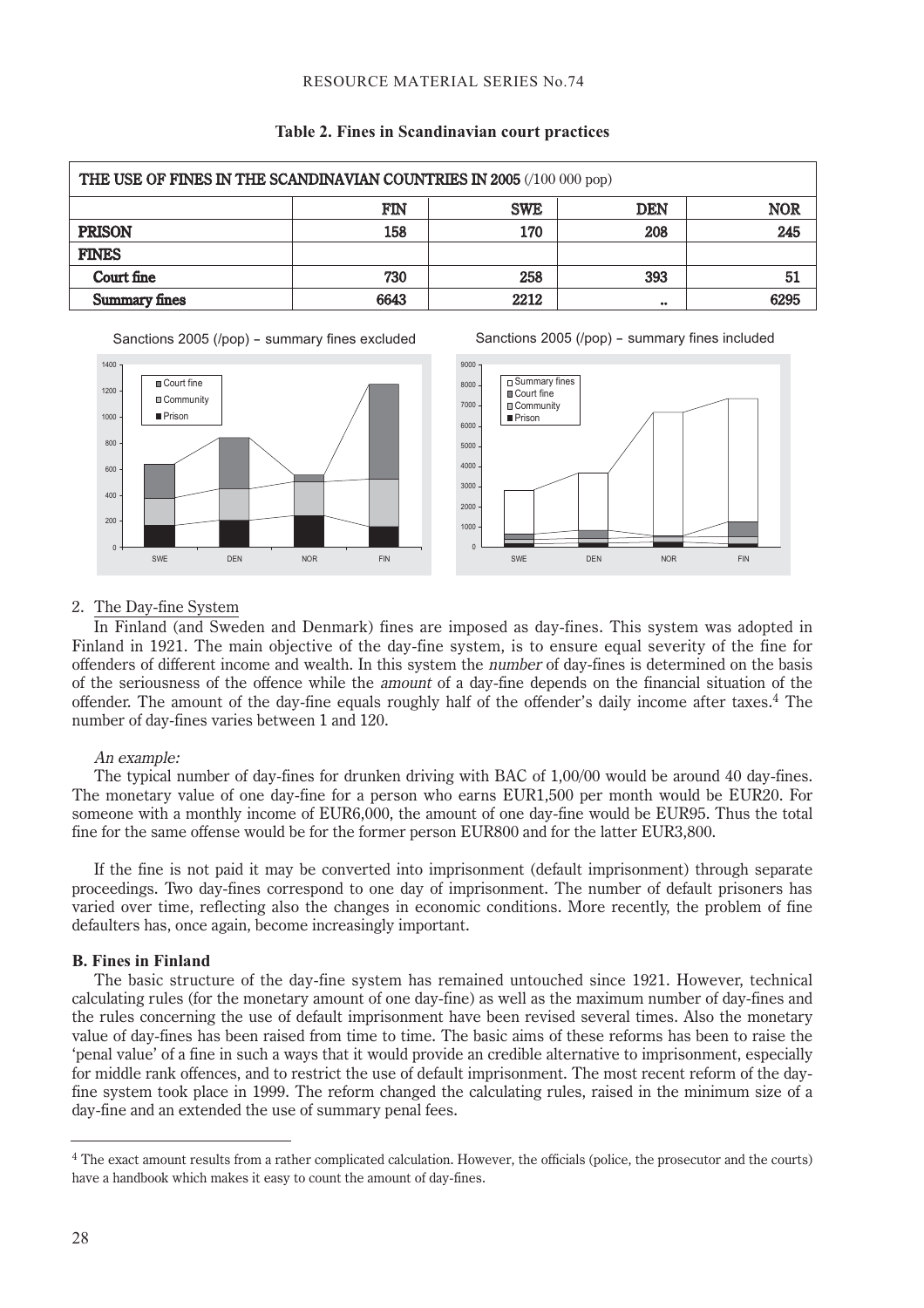**Table 2. Fines in Scandinavian court practices**

| THE USE OF FINES IN THE SCANDINAVIAN COUNTRIES IN 2005 (/100 000 pop) | | | | |
|---|---|---|---|---|
| | FIN | SWE | DEN | NOR |
| **PRISON** | 158 | 170 | 208 | 245 |
| **FINES** | | | | |
| Court fine | 730 | 258 | 393 | 51 |
| Summary fines | 6643 | 2212 | .. | 6295 |

Sanctions 2005 (/pop) – summary fines excluded

Sanctions 2005 (/pop) – summary fines included

2. The Day-fine System

In Finland (and Sweden and Denmark) fines are imposed as day-fines. This system was adopted in Finland in 1921. The main objective of the day-fine system, is to ensure equal severity of the fine for offenders of different income and wealth. In this system the *number* of day-fines is determined on the basis of the seriousness of the offence while the *amount* of a day-fine depends on the financial situation of the offender. The amount of the day-fine equals roughly half of the offender's daily income after taxes.[4] The number of day-fines varies between 1 and 120.

*An example:*

The typical number of day-fines for drunken driving with BAC of 1,00/00 would be around 40 day-fines. The monetary value of one day-fine for a person who earns EUR1,500 per month would be EUR20. For someone with a monthly income of EUR6,000, the amount of one day-fine would be EUR95. Thus the total fine for the same offense would be for the former person EUR800 and for the latter EUR3,800.

If the fine is not paid it may be converted into imprisonment (default imprisonment) through separate proceedings. Two day-fines correspond to one day of imprisonment. The number of default prisoners has varied over time, reflecting also the changes in economic conditions. More recently, the problem of fine defaulters has, once again, become increasingly important.

**B. Fines in Finland**

The basic structure of the day-fine system has remained untouched since 1921. However, technical calculating rules (for the monetary amount of one day-fine) as well as the maximum number of day-fines and the rules concerning the use of default imprisonment have been revised several times. Also the monetary value of day-fines has been raised from time to time. The basic aims of these reforms has been to raise the 'penal value' of a fine in such a ways that it would provide an credible alternative to imprisonment, especially for middle rank offences, and to restrict the use of default imprisonment. The most recent reform of the day-fine system took place in 1999. The reform changed the calculating rules, raised in the minimum size of a day-fine and an extended the use of summary penal fees.

[4] The exact amount results from a rather complicated calculation. However, the officials (police, the prosecutor and the courts) have a handbook which makes it easy to count the amount of day-fines.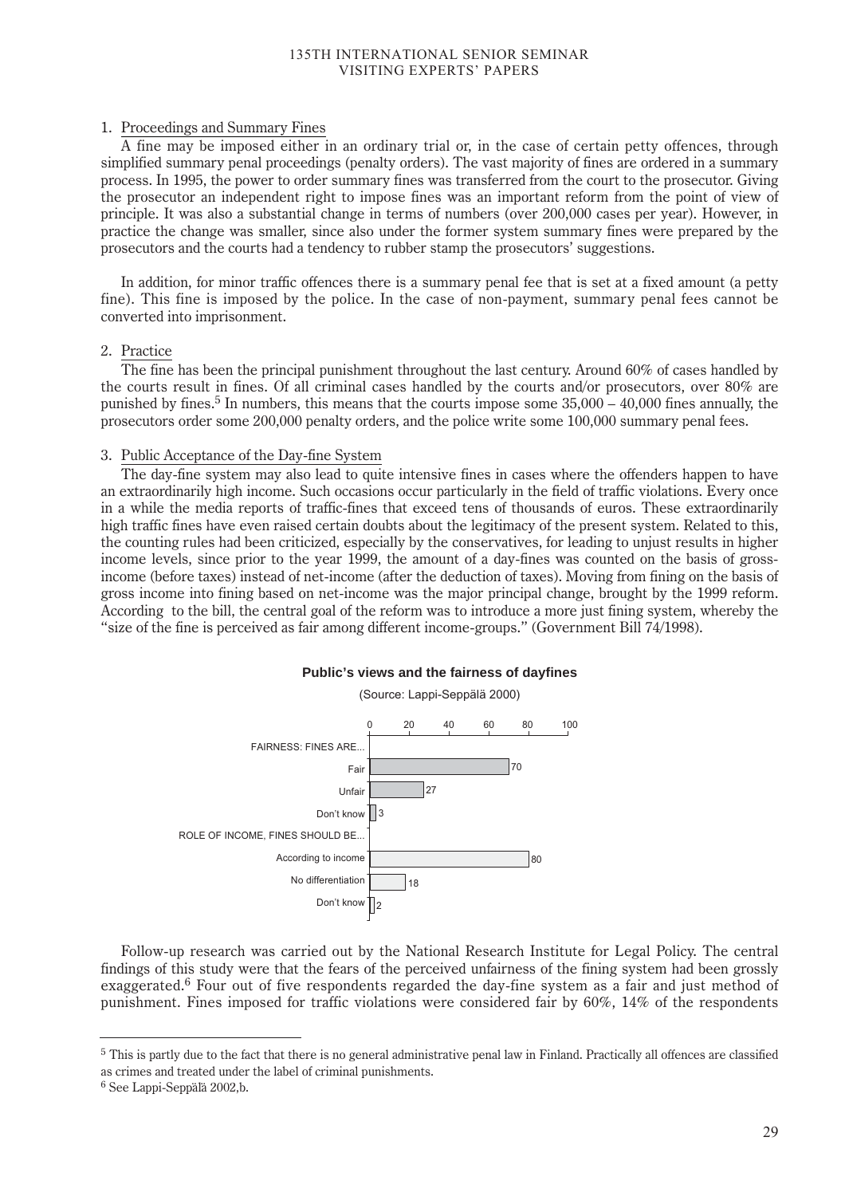1. Proceedings and Summary Fines

A fine may be imposed either in an ordinary trial or, in the case of certain petty offences, through simplified summary penal proceedings (penalty orders). The vast majority of fines are ordered in a summary process. In 1995, the power to order summary fines was transferred from the court to the prosecutor. Giving the prosecutor an independent right to impose fines was an important reform from the point of view of principle. It was also a substantial change in terms of numbers (over 200,000 cases per year). However, in practice the change was smaller, since also under the former system summary fines were prepared by the prosecutors and the courts had a tendency to rubber stamp the prosecutors' suggestions.

In addition, for minor traffic offences there is a summary penal fee that is set at a fixed amount (a petty fine). This fine is imposed by the police. In the case of non-payment, summary penal fees cannot be converted into imprisonment.

2. Practice

The fine has been the principal punishment throughout the last century. Around 60% of cases handled by the courts result in fines. Of all criminal cases handled by the courts and/or prosecutors, over 80% are punished by fines.[5] In numbers, this means that the courts impose some 35,000 – 40,000 fines annually, the prosecutors order some 200,000 penalty orders, and the police write some 100,000 summary penal fees.

3. Public Acceptance of the Day-fine System

The day-fine system may also lead to quite intensive fines in cases where the offenders happen to have an extraordinarily high income. Such occasions occur particularly in the field of traffic violations. Every once in a while the media reports of traffic-fines that exceed tens of thousands of euros. These extraordinarily high traffic fines have even raised certain doubts about the legitimacy of the present system. Related to this, the counting rules had been criticized, especially by the conservatives, for leading to unjust results in higher income levels, since prior to the year 1999, the amount of a day-fines was counted on the basis of gross-income (before taxes) instead of net-income (after the deduction of taxes). Moving from fining on the basis of gross income into fining based on net-income was the major principal change, brought by the 1999 reform. According to the bill, the central goal of the reform was to introduce a more just fining system, whereby the "size of the fine is perceived as fair among different income-groups." (Government Bill 74/1998).

**Public's views and the fairness of dayfines**

(Source: Lappi-Seppälä 2000)

| | % |
|---|---|
| FAIRNESS: FINES ARE... | |
| Fair | 70 |
| Unfair | 27 |
| Don't know | 3 |
| ROLE OF INCOME, FINES SHOULD BE... | |
| According to income | 80 |
| No differentiation | 18 |
| Don't know | 2 |

Follow-up research was carried out by the National Research Institute for Legal Policy. The central findings of this study were that the fears of the perceived unfairness of the fining system had been grossly exaggerated.[6] Four out of five respondents regarded the day-fine system as a fair and just method of punishment. Fines imposed for traffic violations were considered fair by 60%, 14% of the respondents

---

[5] This is partly due to the fact that there is no general administrative penal law in Finland. Practically all offences are classified as crimes and treated under the label of criminal punishments.

[6] See Lappi-Seppälä 2002,b.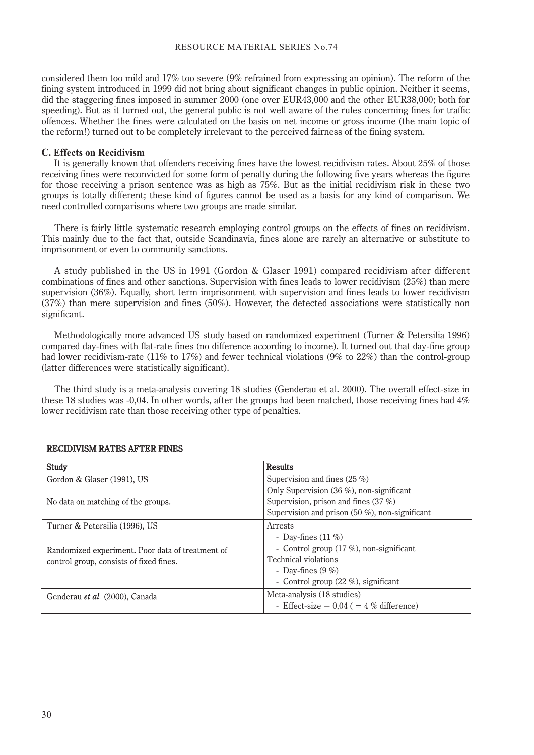considered them too mild and 17% too severe (9% refrained from expressing an opinion). The reform of the fining system introduced in 1999 did not bring about significant changes in public opinion. Neither it seems, did the staggering fines imposed in summer 2000 (one over EUR43,000 and the other EUR38,000; both for speeding). But as it turned out, the general public is not well aware of the rules concerning fines for traffic offences. Whether the fines were calculated on the basis on net income or gross income (the main topic of the reform!) turned out to be completely irrelevant to the perceived fairness of the fining system.

### C. Effects on Recidivism

It is generally known that offenders receiving fines have the lowest recidivism rates. About 25% of those receiving fines were reconvicted for some form of penalty during the following five years whereas the figure for those receiving a prison sentence was as high as 75%. But as the initial recidivism risk in these two groups is totally different; these kind of figures cannot be used as a basis for any kind of comparison. We need controlled comparisons where two groups are made similar.

There is fairly little systematic research employing control groups on the effects of fines on recidivism. This mainly due to the fact that, outside Scandinavia, fines alone are rarely an alternative or substitute to imprisonment or even to community sanctions.

A study published in the US in 1991 (Gordon & Glaser 1991) compared recidivism after different combinations of fines and other sanctions. Supervision with fines leads to lower recidivism (25%) than mere supervision (36%). Equally, short term imprisonment with supervision and fines leads to lower recidivism (37%) than mere supervision and fines (50%). However, the detected associations were statistically non significant.

Methodologically more advanced US study based on randomized experiment (Turner & Petersilia 1996) compared day-fines with flat-rate fines (no difference according to income). It turned out that day-fine group had lower recidivism-rate (11% to 17%) and fewer technical violations (9% to 22%) than the control-group (latter differences were statistically significant).

The third study is a meta-analysis covering 18 studies (Genderau et al. 2000). The overall effect-size in these 18 studies was -0,04. In other words, after the groups had been matched, those receiving fines had 4% lower recidivism rate than those receiving other type of penalties.

| RECIDIVISM RATES AFTER FINES | |
|---|---|
| **Study** | **Results** |
| Gordon & Glaser (1991), US<br><br>No data on matching of the groups. | Supervision and fines (25 %)<br>Only Supervision (36 %), non-significant<br>Supervision, prison and fines (37 %)<br>Supervision and prison (50 %), non-significant |
| Turner & Petersilia (1996), US<br><br>Randomized experiment. Poor data of treatment of control group, consists of fixed fines. | Arrests<br>- Day-fines (11 %)<br>- Control group (17 %), non-significant<br>Technical violations<br>- Day-fines (9 %)<br>- Control group (22 %), significant |
| Genderau *et al.* (2000), Canada | Meta-analysis (18 studies)<br>- Effect-size − 0,04 ( = 4 % difference) |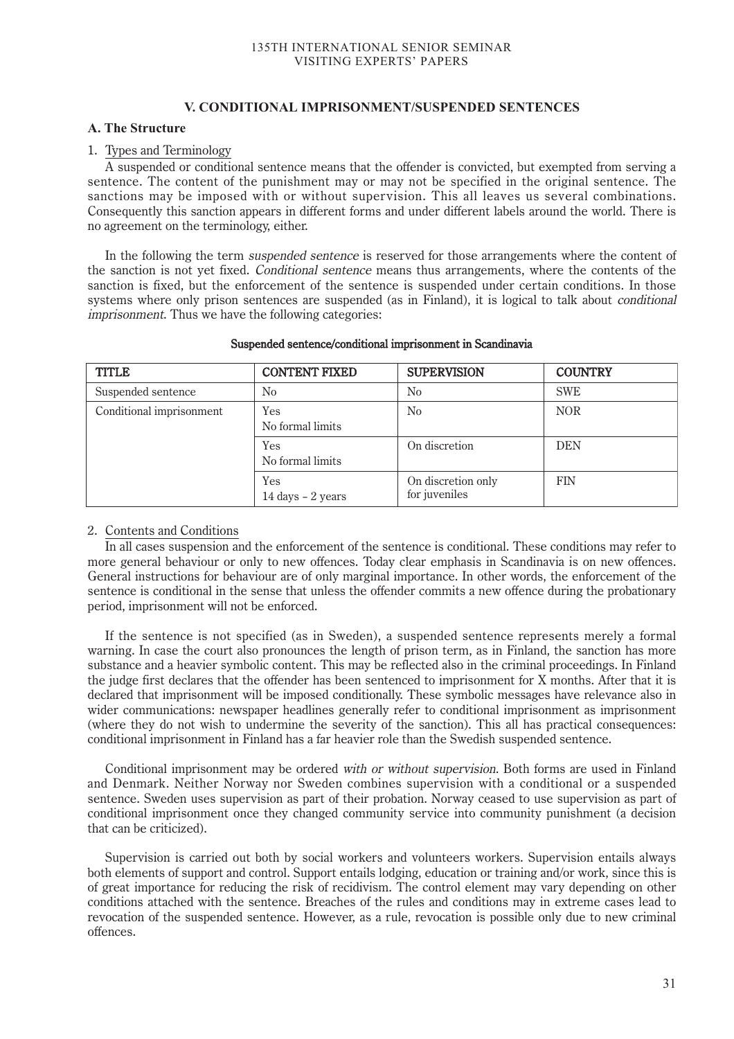## V. CONDITIONAL IMPRISONMENT/SUSPENDED SENTENCES

### A. The Structure

#### 1. Types and Terminology

A suspended or conditional sentence means that the offender is convicted, but exempted from serving a sentence. The content of the punishment may or may not be specified in the original sentence. The sanctions may be imposed with or without supervision. This all leaves us several combinations. Consequently this sanction appears in different forms and under different labels around the world. There is no agreement on the terminology, either.

In the following the term *suspended sentence* is reserved for those arrangements where the content of the sanction is not yet fixed. *Conditional sentence* means thus arrangements, where the contents of the sanction is fixed, but the enforcement of the sentence is suspended under certain conditions. In those systems where only prison sentences are suspended (as in Finland), it is logical to talk about *conditional imprisonment*. Thus we have the following categories:

**Suspended sentence/conditional imprisonment in Scandinavia**

| TITLE | CONTENT FIXED | SUPERVISION | COUNTRY |
|---|---|---|---|
| Suspended sentence | No | No | SWE |
| Conditional imprisonment | Yes<br>No formal limits | No | NOR |
| | Yes<br>No formal limits | On discretion | DEN |
| | Yes<br>14 days – 2 years | On discretion only for juveniles | FIN |

#### 2. Contents and Conditions

In all cases suspension and the enforcement of the sentence is conditional. These conditions may refer to more general behaviour or only to new offences. Today clear emphasis in Scandinavia is on new offences. General instructions for behaviour are of only marginal importance. In other words, the enforcement of the sentence is conditional in the sense that unless the offender commits a new offence during the probationary period, imprisonment will not be enforced.

If the sentence is not specified (as in Sweden), a suspended sentence represents merely a formal warning. In case the court also pronounces the length of prison term, as in Finland, the sanction has more substance and a heavier symbolic content. This may be reflected also in the criminal proceedings. In Finland the judge first declares that the offender has been sentenced to imprisonment for X months. After that it is declared that imprisonment will be imposed conditionally. These symbolic messages have relevance also in wider communications: newspaper headlines generally refer to conditional imprisonment as imprisonment (where they do not wish to undermine the severity of the sanction). This all has practical consequences: conditional imprisonment in Finland has a far heavier role than the Swedish suspended sentence.

Conditional imprisonment may be ordered *with or without supervision*. Both forms are used in Finland and Denmark. Neither Norway nor Sweden combines supervision with a conditional or a suspended sentence. Sweden uses supervision as part of their probation. Norway ceased to use supervision as part of conditional imprisonment once they changed community service into community punishment (a decision that can be criticized).

Supervision is carried out both by social workers and volunteers workers. Supervision entails always both elements of support and control. Support entails lodging, education or training and/or work, since this is of great importance for reducing the risk of recidivism. The control element may vary depending on other conditions attached with the sentence. Breaches of the rules and conditions may in extreme cases lead to revocation of the suspended sentence. However, as a rule, revocation is possible only due to new criminal offences.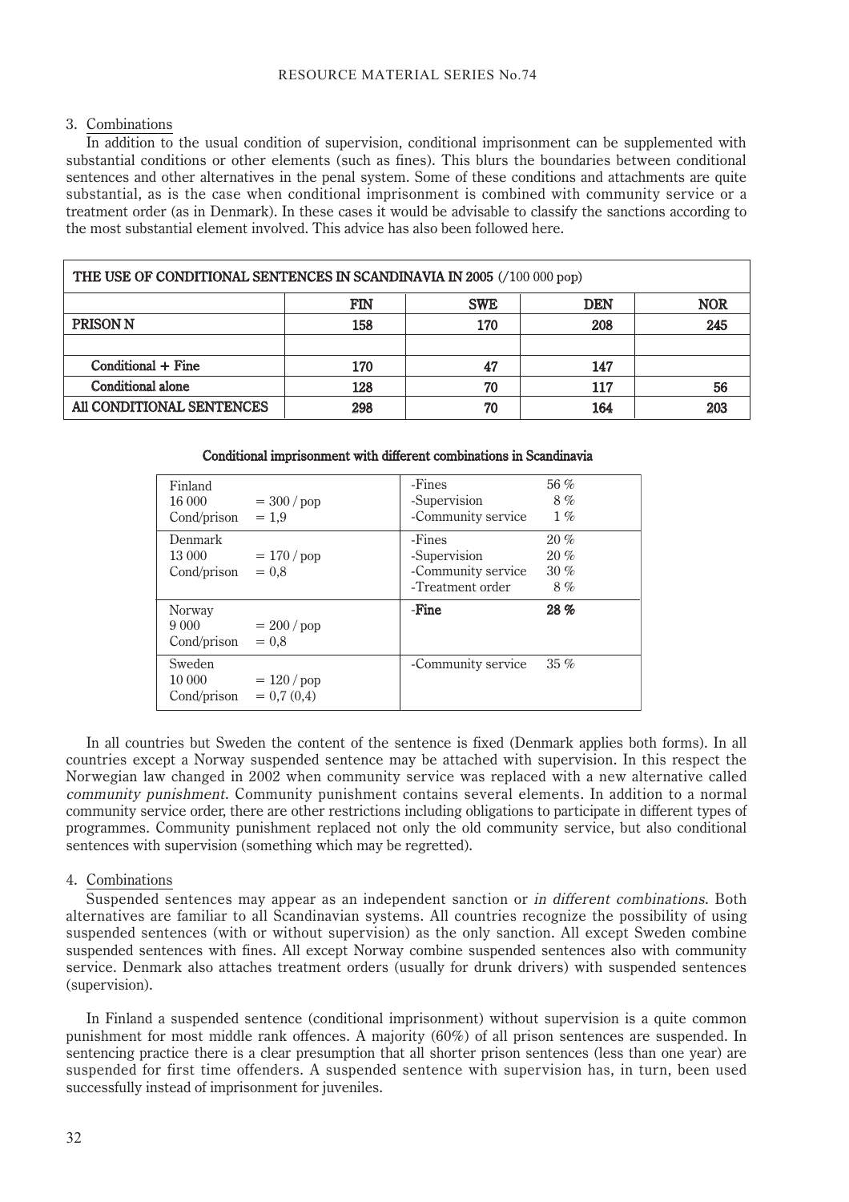3. Combinations

In addition to the usual condition of supervision, conditional imprisonment can be supplemented with substantial conditions or other elements (such as fines). This blurs the boundaries between conditional sentences and other alternatives in the penal system. Some of these conditions and attachments are quite substantial, as is the case when conditional imprisonment is combined with community service or a treatment order (as in Denmark). In these cases it would be advisable to classify the sanctions according to the most substantial element involved. This advice has also been followed here.

| **THE USE OF CONDITIONAL SENTENCES IN SCANDINAVIA IN 2005** (/100 000 pop) | | | | |
|---|---|---|---|---|
| | **FIN** | **SWE** | **DEN** | **NOR** |
| **PRISON N** | **158** | **170** | **208** | **245** |
| | | | | |
| **Conditional + Fine** | **170** | **47** | **147** | |
| **Conditional alone** | **128** | **70** | **117** | **56** |
| **All CONDITIONAL SENTENCES** | **298** | **70** | **164** | **203** |

**Conditional imprisonment with different combinations in Scandinavia**

| Country | | Combination | % |
|---|---|---|---|
| Finland<br>16 000<br>Cond/prison | <br>= 300 / pop<br>= 1,9 | -Fines<br>-Supervision<br>-Community service | 56 %<br>8 %<br>1 % |
| Denmark<br>13 000<br>Cond/prison | <br>= 170 / pop<br>= 0,8 | -Fines<br>-Supervision<br>-Community service<br>-Treatment order | 20 %<br>20 %<br>30 %<br>8 % |
| Norway<br>9 000<br>Cond/prison | <br>= 200 / pop<br>= 0,8 | **-Fine** | **28 %** |
| Sweden<br>10 000<br>Cond/prison | <br>= 120 / pop<br>= 0,7 (0,4) | -Community service | 35 % |

In all countries but Sweden the content of the sentence is fixed (Denmark applies both forms). In all countries except a Norway suspended sentence may be attached with supervision. In this respect the Norwegian law changed in 2002 when community service was replaced with a new alternative called *community punishment*. Community punishment contains several elements. In addition to a normal community service order, there are other restrictions including obligations to participate in different types of programmes. Community punishment replaced not only the old community service, but also conditional sentences with supervision (something which may be regretted).

4. Combinations

Suspended sentences may appear as an independent sanction or *in different combinations*. Both alternatives are familiar to all Scandinavian systems. All countries recognize the possibility of using suspended sentences (with or without supervision) as the only sanction. All except Sweden combine suspended sentences with fines. All except Norway combine suspended sentences also with community service. Denmark also attaches treatment orders (usually for drunk drivers) with suspended sentences (supervision).

In Finland a suspended sentence (conditional imprisonment) without supervision is a quite common punishment for most middle rank offences. A majority (60%) of all prison sentences are suspended. In sentencing practice there is a clear presumption that all shorter prison sentences (less than one year) are suspended for first time offenders. A suspended sentence with supervision has, in turn, been used successfully instead of imprisonment for juveniles.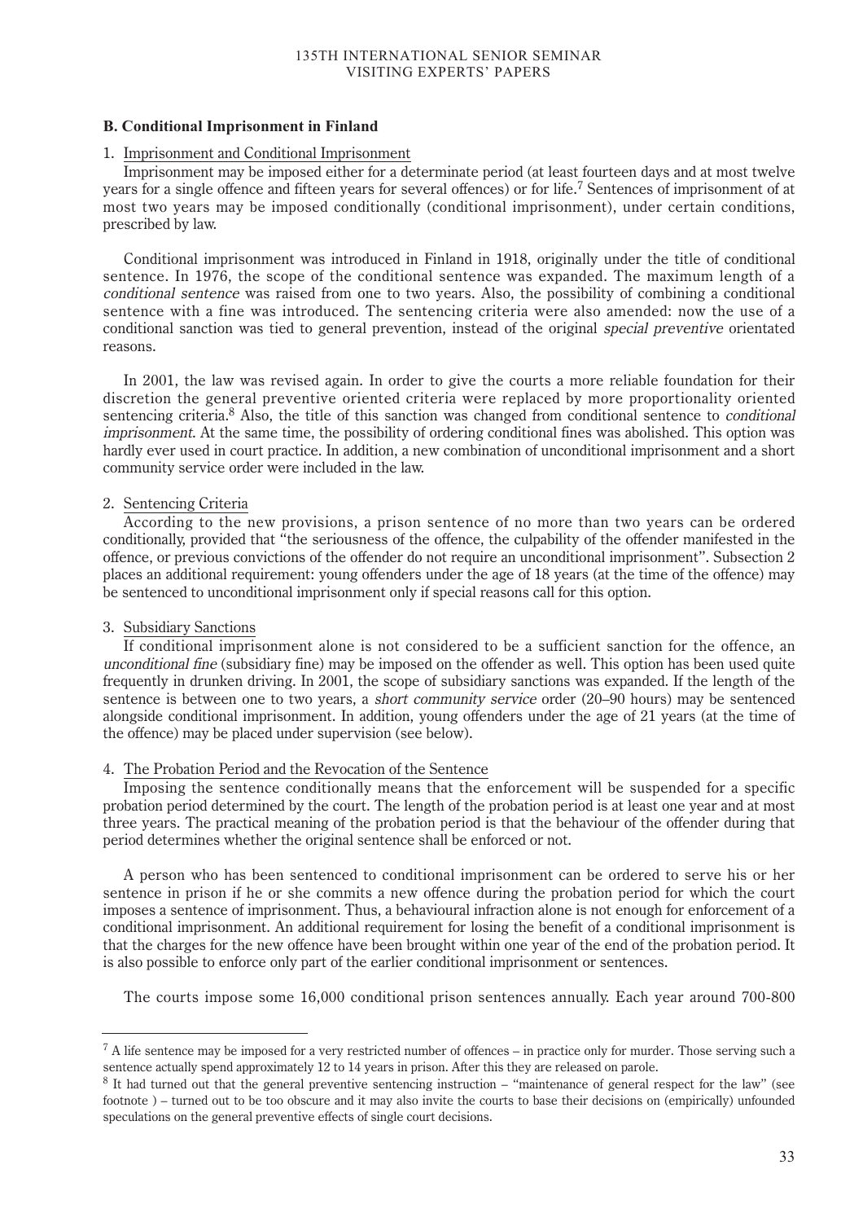## B. Conditional Imprisonment in Finland

### 1. Imprisonment and Conditional Imprisonment

Imprisonment may be imposed either for a determinate period (at least fourteen days and at most twelve years for a single offence and fifteen years for several offences) or for life.[7] Sentences of imprisonment of at most two years may be imposed conditionally (conditional imprisonment), under certain conditions, prescribed by law.

Conditional imprisonment was introduced in Finland in 1918, originally under the title of conditional sentence. In 1976, the scope of the conditional sentence was expanded. The maximum length of a *conditional sentence* was raised from one to two years. Also, the possibility of combining a conditional sentence with a fine was introduced. The sentencing criteria were also amended: now the use of a conditional sanction was tied to general prevention, instead of the original *special preventive* orientated reasons.

In 2001, the law was revised again. In order to give the courts a more reliable foundation for their discretion the general preventive oriented criteria were replaced by more proportionality oriented sentencing criteria.[8] Also, the title of this sanction was changed from conditional sentence to *conditional imprisonment*. At the same time, the possibility of ordering conditional fines was abolished. This option was hardly ever used in court practice. In addition, a new combination of unconditional imprisonment and a short community service order were included in the law.

### 2. Sentencing Criteria

According to the new provisions, a prison sentence of no more than two years can be ordered conditionally, provided that "the seriousness of the offence, the culpability of the offender manifested in the offence, or previous convictions of the offender do not require an unconditional imprisonment". Subsection 2 places an additional requirement: young offenders under the age of 18 years (at the time of the offence) may be sentenced to unconditional imprisonment only if special reasons call for this option.

### 3. Subsidiary Sanctions

If conditional imprisonment alone is not considered to be a sufficient sanction for the offence, an *unconditional fine* (subsidiary fine) may be imposed on the offender as well. This option has been used quite frequently in drunken driving. In 2001, the scope of subsidiary sanctions was expanded. If the length of the sentence is between one to two years, a *short community service* order (20–90 hours) may be sentenced alongside conditional imprisonment. In addition, young offenders under the age of 21 years (at the time of the offence) may be placed under supervision (see below).

### 4. The Probation Period and the Revocation of the Sentence

Imposing the sentence conditionally means that the enforcement will be suspended for a specific probation period determined by the court. The length of the probation period is at least one year and at most three years. The practical meaning of the probation period is that the behaviour of the offender during that period determines whether the original sentence shall be enforced or not.

A person who has been sentenced to conditional imprisonment can be ordered to serve his or her sentence in prison if he or she commits a new offence during the probation period for which the court imposes a sentence of imprisonment. Thus, a behavioural infraction alone is not enough for enforcement of a conditional imprisonment. An additional requirement for losing the benefit of a conditional imprisonment is that the charges for the new offence have been brought within one year of the end of the probation period. It is also possible to enforce only part of the earlier conditional imprisonment or sentences.

The courts impose some 16,000 conditional prison sentences annually. Each year around 700-800

---

[7] A life sentence may be imposed for a very restricted number of offences – in practice only for murder. Those serving such a sentence actually spend approximately 12 to 14 years in prison. After this they are released on parole.

[8] It had turned out that the general preventive sentencing instruction – "maintenance of general respect for the law" (see footnote ) – turned out to be too obscure and it may also invite the courts to base their decisions on (empirically) unfounded speculations on the general preventive effects of single court decisions.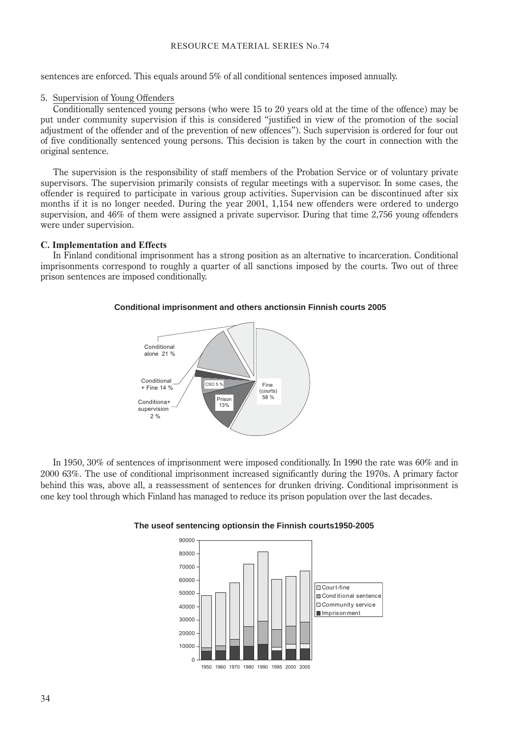sentences are enforced. This equals around 5% of all conditional sentences imposed annually.

5. Supervision of Young Offenders

Conditionally sentenced young persons (who were 15 to 20 years old at the time of the offence) may be put under community supervision if this is considered "justified in view of the promotion of the social adjustment of the offender and of the prevention of new offences"). Such supervision is ordered for four out of five conditionally sentenced young persons. This decision is taken by the court in connection with the original sentence.

The supervision is the responsibility of staff members of the Probation Service or of voluntary private supervisors. The supervision primarily consists of regular meetings with a supervisor. In some cases, the offender is required to participate in various group activities. Supervision can be discontinued after six months if it is no longer needed. During the year 2001, 1,154 new offenders were ordered to undergo supervision, and 46% of them were assigned a private supervisor. During that time 2,756 young offenders were under supervision.

### C. Implementation and Effects

In Finland conditional imprisonment has a strong position as an alternative to incarceration. Conditional imprisonments correspond to roughly a quarter of all sanctions imposed by the courts. Two out of three prison sentences are imposed conditionally.

**Conditional imprisonment and others anctionsin Finnish courts 2005**

Conditional alone 21 %
Conditional + Fine 14 %
Conditiona+ supervision 2 %
CSO 5 %
Prison 13%
Fine (courts) 58 %

In 1950, 30% of sentences of imprisonment were imposed conditionally. In 1990 the rate was 60% and in 2000 63%. The use of conditional imprisonment increased significantly during the 1970s. A primary factor behind this was, above all, a reassessment of sentences for drunken driving. Conditional imprisonment is one key tool through which Finland has managed to reduce its prison population over the last decades.

**The useof sentencing optionsin the Finnish courts1950-2005**

Legend: Court-fine; Conditional sentence; Community service; Imprisonment

Years: 1950, 1960, 1970, 1980, 1990, 1995, 2000, 2005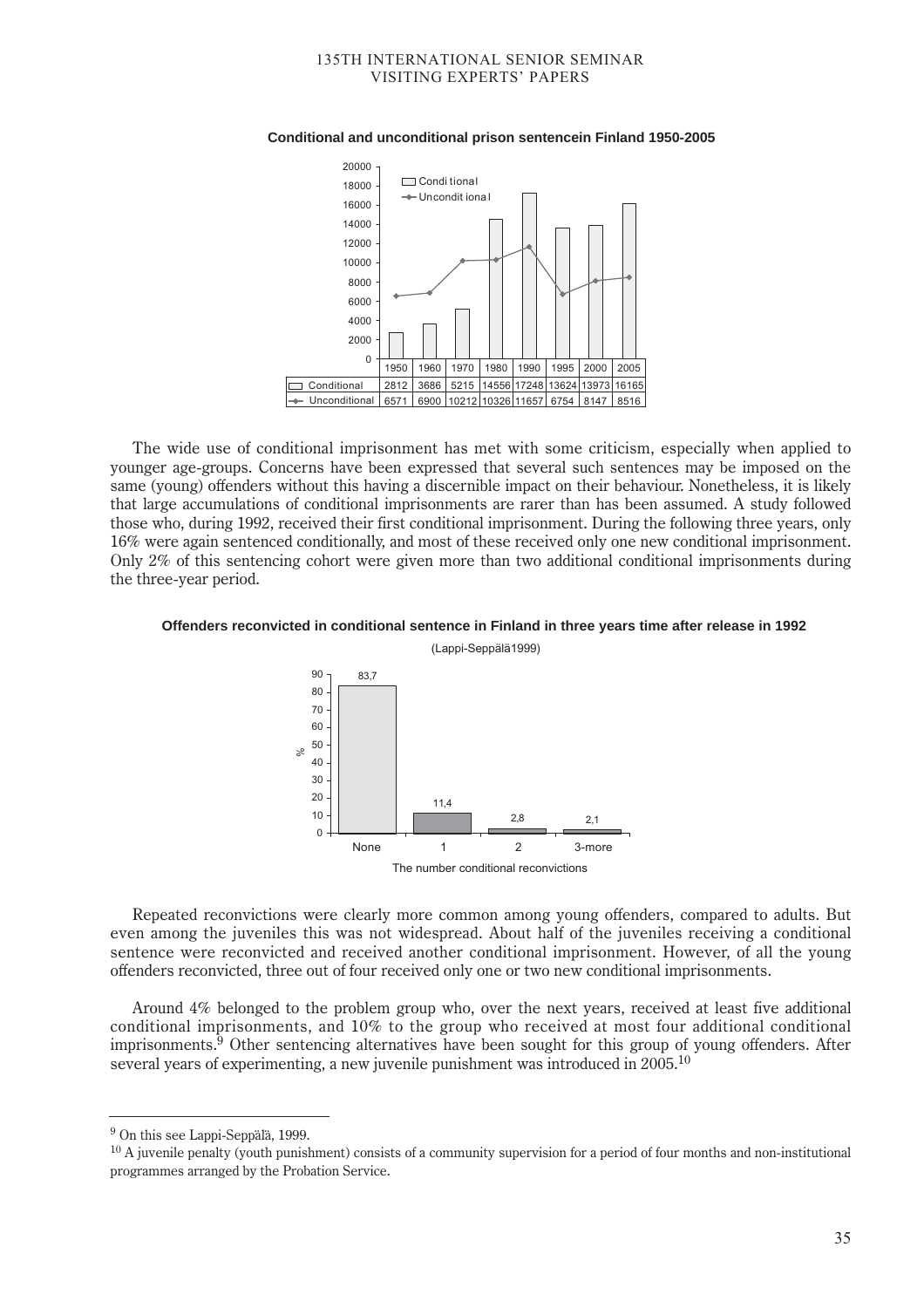**Conditional and unconditional prison sentencein Finland 1950-2005**

| | 1950 | 1960 | 1970 | 1980 | 1990 | 1995 | 2000 | 2005 |
|---|---|---|---|---|---|---|---|---|
| Conditional | 2812 | 3686 | 5215 | 14556 | 17248 | 13624 | 13973 | 16165 |
| Unconditional | 6571 | 6900 | 10212 | 10326 | 11657 | 6754 | 8147 | 8516 |

The wide use of conditional imprisonment has met with some criticism, especially when applied to younger age-groups. Concerns have been expressed that several such sentences may be imposed on the same (young) offenders without this having a discernible impact on their behaviour. Nonetheless, it is likely that large accumulations of conditional imprisonments are rarer than has been assumed. A study followed those who, during 1992, received their first conditional imprisonment. During the following three years, only 16% were again sentenced conditionally, and most of these received only one new conditional imprisonment. Only 2% of this sentencing cohort were given more than two additional conditional imprisonments during the three-year period.

**Offenders reconvicted in conditional sentence in Finland in three years time after release in 1992**

(Lappi-Seppälä1999)

| The number conditional reconvictions | % |
|---|---|
| None | 83,7 |
| 1 | 11,4 |
| 2 | 2,8 |
| 3-more | 2,1 |

Repeated reconvictions were clearly more common among young offenders, compared to adults. But even among the juveniles this was not widespread. About half of the juveniles receiving a conditional sentence were reconvicted and received another conditional imprisonment. However, of all the young offenders reconvicted, three out of four received only one or two new conditional imprisonments.

Around 4% belonged to the problem group who, over the next years, received at least five additional conditional imprisonments, and 10% to the group who received at most four additional conditional imprisonments.[9] Other sentencing alternatives have been sought for this group of young offenders. After several years of experimenting, a new juvenile punishment was introduced in 2005.[10]

---

[9] On this see Lappi-Seppälä, 1999.

[10] A juvenile penalty (youth punishment) consists of a community supervision for a period of four months and non-institutional programmes arranged by the Probation Service.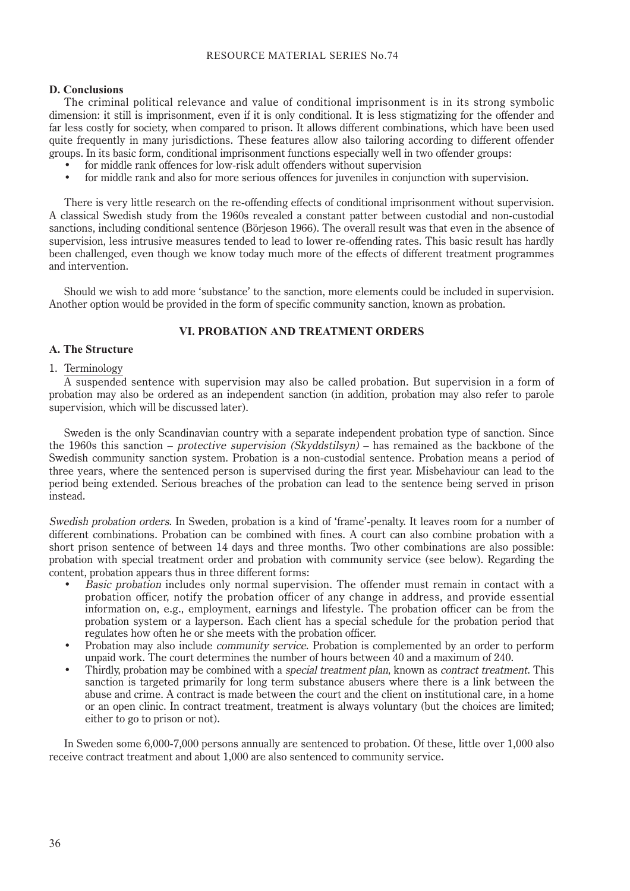### D. Conclusions

The criminal political relevance and value of conditional imprisonment is in its strong symbolic dimension: it still is imprisonment, even if it is only conditional. It is less stigmatizing for the offender and far less costly for society, when compared to prison. It allows different combinations, which have been used quite frequently in many jurisdictions. These features allow also tailoring according to different offender groups. In its basic form, conditional imprisonment functions especially well in two offender groups:

- for middle rank offences for low-risk adult offenders without supervision
- for middle rank and also for more serious offences for juveniles in conjunction with supervision.

There is very little research on the re-offending effects of conditional imprisonment without supervision. A classical Swedish study from the 1960s revealed a constant patter between custodial and non-custodial sanctions, including conditional sentence (Börjeson 1966). The overall result was that even in the absence of supervision, less intrusive measures tended to lead to lower re-offending rates. This basic result has hardly been challenged, even though we know today much more of the effects of different treatment programmes and intervention.

Should we wish to add more 'substance' to the sanction, more elements could be included in supervision. Another option would be provided in the form of specific community sanction, known as probation.

## VI. PROBATION AND TREATMENT ORDERS

### A. The Structure

1. Terminology

A suspended sentence with supervision may also be called probation. But supervision in a form of probation may also be ordered as an independent sanction (in addition, probation may also refer to parole supervision, which will be discussed later).

Sweden is the only Scandinavian country with a separate independent probation type of sanction. Since the 1960s this sanction – *protective supervision (Skyddstilsyn)* – has remained as the backbone of the Swedish community sanction system. Probation is a non-custodial sentence. Probation means a period of three years, where the sentenced person is supervised during the first year. Misbehaviour can lead to the period being extended. Serious breaches of the probation can lead to the sentence being served in prison instead.

*Swedish probation orders*. In Sweden, probation is a kind of 'frame'-penalty. It leaves room for a number of different combinations. Probation can be combined with fines. A court can also combine probation with a short prison sentence of between 14 days and three months. Two other combinations are also possible: probation with special treatment order and probation with community service (see below). Regarding the content, probation appears thus in three different forms:

- *Basic probation* includes only normal supervision. The offender must remain in contact with a probation officer, notify the probation officer of any change in address, and provide essential information on, e.g., employment, earnings and lifestyle. The probation officer can be from the probation system or a layperson. Each client has a special schedule for the probation period that regulates how often he or she meets with the probation officer.
- Probation may also include *community service*. Probation is complemented by an order to perform unpaid work. The court determines the number of hours between 40 and a maximum of 240.
- Thirdly, probation may be combined with a *special treatment plan*, known as *contract treatment*. This sanction is targeted primarily for long term substance abusers where there is a link between the abuse and crime. A contract is made between the court and the client on institutional care, in a home or an open clinic. In contract treatment, treatment is always voluntary (but the choices are limited; either to go to prison or not).

In Sweden some 6,000-7,000 persons annually are sentenced to probation. Of these, little over 1,000 also receive contract treatment and about 1,000 are also sentenced to community service.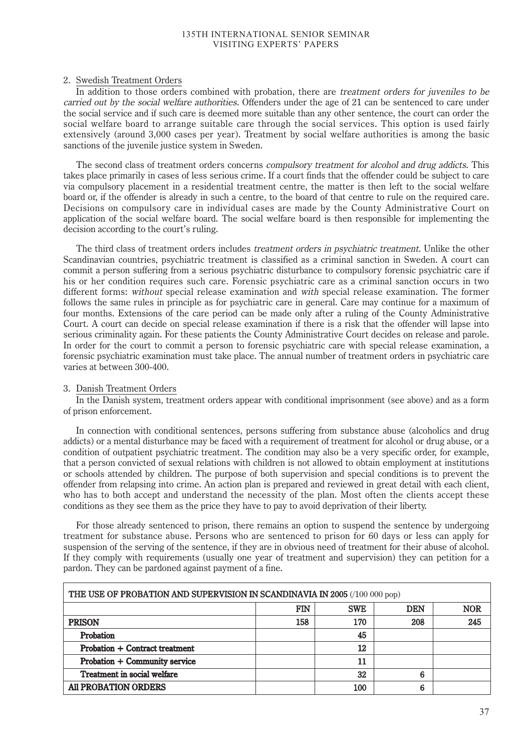2. Swedish Treatment Orders

In addition to those orders combined with probation, there are *treatment orders for juveniles to be carried out by the social welfare authorities*. Offenders under the age of 21 can be sentenced to care under the social service and if such care is deemed more suitable than any other sentence, the court can order the social welfare board to arrange suitable care through the social services. This option is used fairly extensively (around 3,000 cases per year). Treatment by social welfare authorities is among the basic sanctions of the juvenile justice system in Sweden.

The second class of treatment orders concerns *compulsory treatment for alcohol and drug addicts*. This takes place primarily in cases of less serious crime. If a court finds that the offender could be subject to care via compulsory placement in a residential treatment centre, the matter is then left to the social welfare board or, if the offender is already in such a centre, to the board of that centre to rule on the required care. Decisions on compulsory care in individual cases are made by the County Administrative Court on application of the social welfare board. The social welfare board is then responsible for implementing the decision according to the court's ruling.

The third class of treatment orders includes *treatment orders in psychiatric treatment*. Unlike the other Scandinavian countries, psychiatric treatment is classified as a criminal sanction in Sweden. A court can commit a person suffering from a serious psychiatric disturbance to compulsory forensic psychiatric care if his or her condition requires such care. Forensic psychiatric care as a criminal sanction occurs in two different forms: *without* special release examination and *with* special release examination. The former follows the same rules in principle as for psychiatric care in general. Care may continue for a maximum of four months. Extensions of the care period can be made only after a ruling of the County Administrative Court. A court can decide on special release examination if there is a risk that the offender will lapse into serious criminality again. For these patients the County Administrative Court decides on release and parole. In order for the court to commit a person to forensic psychiatric care with special release examination, a forensic psychiatric examination must take place. The annual number of treatment orders in psychiatric care varies at between 300-400.

3. Danish Treatment Orders

In the Danish system, treatment orders appear with conditional imprisonment (see above) and as a form of prison enforcement.

In connection with conditional sentences, persons suffering from substance abuse (alcoholics and drug addicts) or a mental disturbance may be faced with a requirement of treatment for alcohol or drug abuse, or a condition of outpatient psychiatric treatment. The condition may also be a very specific order, for example, that a person convicted of sexual relations with children is not allowed to obtain employment at institutions or schools attended by children. The purpose of both supervision and special conditions is to prevent the offender from relapsing into crime. An action plan is prepared and reviewed in great detail with each client, who has to both accept and understand the necessity of the plan. Most often the clients accept these conditions as they see them as the price they have to pay to avoid deprivation of their liberty.

For those already sentenced to prison, there remains an option to suspend the sentence by undergoing treatment for substance abuse. Persons who are sentenced to prison for 60 days or less can apply for suspension of the serving of the sentence, if they are in obvious need of treatment for their abuse of alcohol. If they comply with requirements (usually one year of treatment and supervision) they can petition for a pardon. They can be pardoned against payment of a fine.

| THE USE OF PROBATION AND SUPERVISION IN SCANDINAVIA IN 2005 (/100 000 pop) | | | | |
|---|---|---|---|---|
| | **FIN** | **SWE** | **DEN** | **NOR** |
| **PRISON** | 158 | 170 | 208 | 245 |
| **Probation** | | 45 | | |
| **Probation + Contract treatment** | | 12 | | |
| **Probation + Community service** | | 11 | | |
| **Treatment in social welfare** | | 32 | 6 | |
| **All PROBATION ORDERS** | | 100 | 6 | |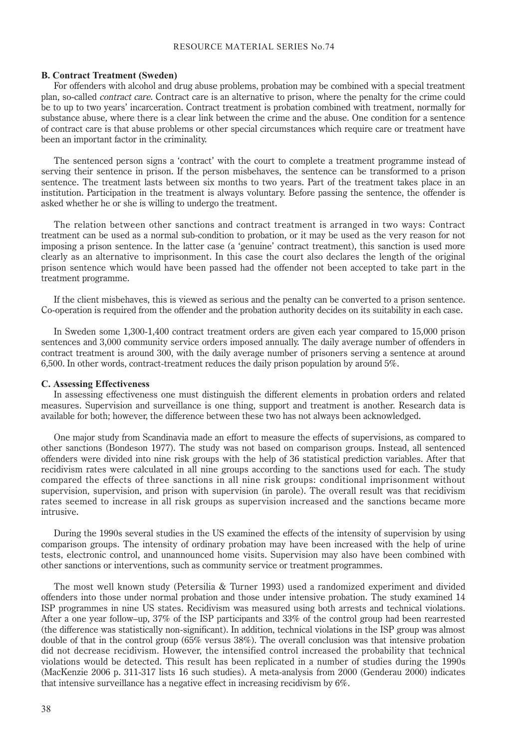### B. Contract Treatment (Sweden)

For offenders with alcohol and drug abuse problems, probation may be combined with a special treatment plan, so-called *contract care*. Contract care is an alternative to prison, where the penalty for the crime could be to up to two years' incarceration. Contract treatment is probation combined with treatment, normally for substance abuse, where there is a clear link between the crime and the abuse. One condition for a sentence of contract care is that abuse problems or other special circumstances which require care or treatment have been an important factor in the criminality.

The sentenced person signs a 'contract' with the court to complete a treatment programme instead of serving their sentence in prison. If the person misbehaves, the sentence can be transformed to a prison sentence. The treatment lasts between six months to two years. Part of the treatment takes place in an institution. Participation in the treatment is always voluntary. Before passing the sentence, the offender is asked whether he or she is willing to undergo the treatment.

The relation between other sanctions and contract treatment is arranged in two ways: Contract treatment can be used as a normal sub-condition to probation, or it may be used as the very reason for not imposing a prison sentence. In the latter case (a 'genuine' contract treatment), this sanction is used more clearly as an alternative to imprisonment. In this case the court also declares the length of the original prison sentence which would have been passed had the offender not been accepted to take part in the treatment programme.

If the client misbehaves, this is viewed as serious and the penalty can be converted to a prison sentence. Co-operation is required from the offender and the probation authority decides on its suitability in each case.

In Sweden some 1,300-1,400 contract treatment orders are given each year compared to 15,000 prison sentences and 3,000 community service orders imposed annually. The daily average number of offenders in contract treatment is around 300, with the daily average number of prisoners serving a sentence at around 6,500. In other words, contract-treatment reduces the daily prison population by around 5%.

### C. Assessing Effectiveness

In assessing effectiveness one must distinguish the different elements in probation orders and related measures. Supervision and surveillance is one thing, support and treatment is another. Research data is available for both; however, the difference between these two has not always been acknowledged.

One major study from Scandinavia made an effort to measure the effects of supervisions, as compared to other sanctions (Bondeson 1977). The study was not based on comparison groups. Instead, all sentenced offenders were divided into nine risk groups with the help of 36 statistical prediction variables. After that recidivism rates were calculated in all nine groups according to the sanctions used for each. The study compared the effects of three sanctions in all nine risk groups: conditional imprisonment without supervision, supervision, and prison with supervision (in parole). The overall result was that recidivism rates seemed to increase in all risk groups as supervision increased and the sanctions became more intrusive.

During the 1990s several studies in the US examined the effects of the intensity of supervision by using comparison groups. The intensity of ordinary probation may have been increased with the help of urine tests, electronic control, and unannounced home visits. Supervision may also have been combined with other sanctions or interventions, such as community service or treatment programmes.

The most well known study (Petersilia & Turner 1993) used a randomized experiment and divided offenders into those under normal probation and those under intensive probation. The study examined 14 ISP programmes in nine US states. Recidivism was measured using both arrests and technical violations. After a one year follow–up, 37% of the ISP participants and 33% of the control group had been rearrested (the difference was statistically non-significant). In addition, technical violations in the ISP group was almost double of that in the control group (65% versus 38%). The overall conclusion was that intensive probation did not decrease recidivism. However, the intensified control increased the probability that technical violations would be detected. This result has been replicated in a number of studies during the 1990s (MacKenzie 2006 p. 311-317 lists 16 such studies). A meta-analysis from 2000 (Genderau 2000) indicates that intensive surveillance has a negative effect in increasing recidivism by 6%.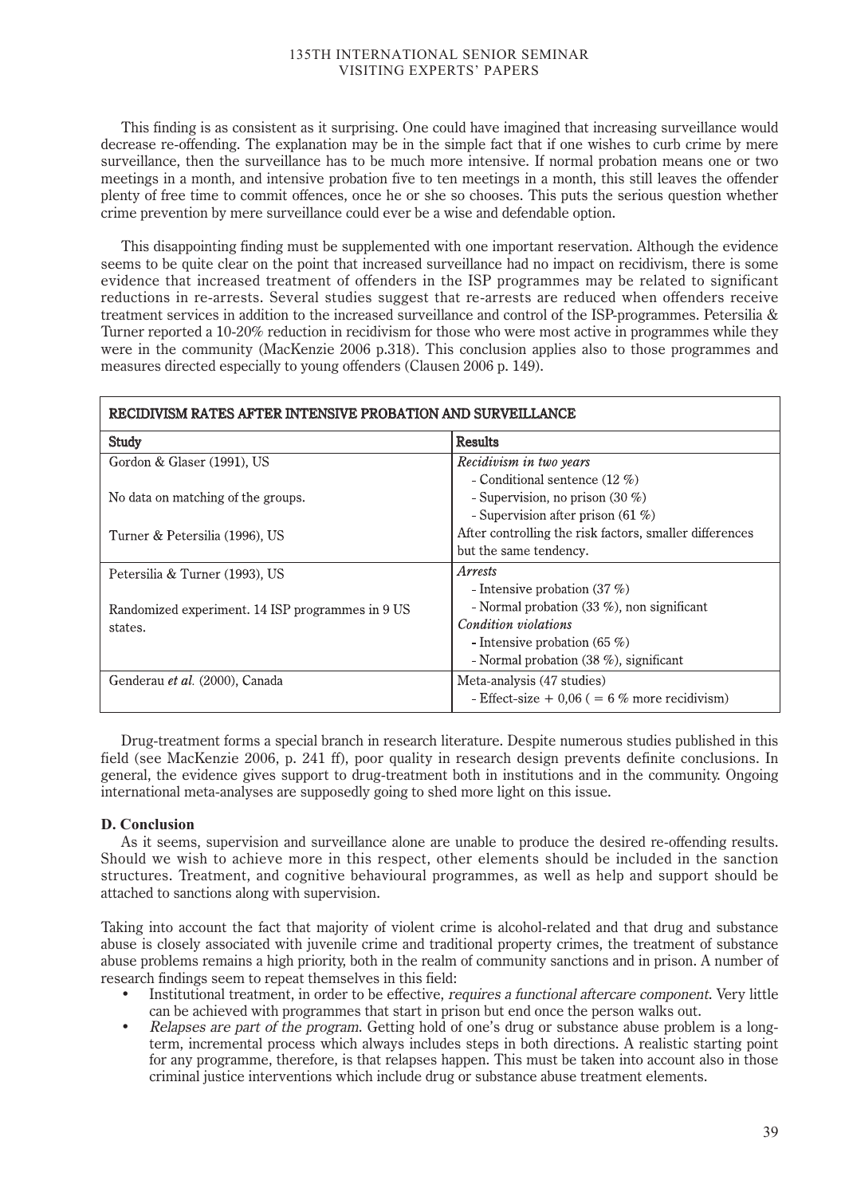This finding is as consistent as it surprising. One could have imagined that increasing surveillance would decrease re-offending. The explanation may be in the simple fact that if one wishes to curb crime by mere surveillance, then the surveillance has to be much more intensive. If normal probation means one or two meetings in a month, and intensive probation five to ten meetings in a month, this still leaves the offender plenty of free time to commit offences, once he or she so chooses. This puts the serious question whether crime prevention by mere surveillance could ever be a wise and defendable option.

This disappointing finding must be supplemented with one important reservation. Although the evidence seems to be quite clear on the point that increased surveillance had no impact on recidivism, there is some evidence that increased treatment of offenders in the ISP programmes may be related to significant reductions in re-arrests. Several studies suggest that re-arrests are reduced when offenders receive treatment services in addition to the increased surveillance and control of the ISP-programmes. Petersilia & Turner reported a 10-20% reduction in recidivism for those who were most active in programmes while they were in the community (MacKenzie 2006 p.318). This conclusion applies also to those programmes and measures directed especially to young offenders (Clausen 2006 p. 149).

| RECIDIVISM RATES AFTER INTENSIVE PROBATION AND SURVEILLANCE | |
|---|---|
| **Study** | **Results** |
| Gordon & Glaser (1991), US<br><br>No data on matching of the groups.<br><br>Turner & Petersilia (1996), US | *Recidivism in two years*<br>- Conditional sentence (12 %)<br>- Supervision, no prison (30 %)<br>- Supervision after prison (61 %)<br>After controlling the risk factors, smaller differences but the same tendency. |
| Petersilia & Turner (1993), US<br><br>Randomized experiment. 14 ISP programmes in 9 US states. | *Arrests*<br>- Intensive probation (37 %)<br>- Normal probation (33 %), non significant<br>*Condition violations*<br>- Intensive probation (65 %)<br>- Normal probation (38 %), significant |
| Genderau *et al.* (2000), Canada | Meta-analysis (47 studies)<br>- Effect-size + 0,06 ( = 6 % more recidivism) |

Drug-treatment forms a special branch in research literature. Despite numerous studies published in this field (see MacKenzie 2006, p. 241 ff), poor quality in research design prevents definite conclusions. In general, the evidence gives support to drug-treatment both in institutions and in the community. Ongoing international meta-analyses are supposedly going to shed more light on this issue.

### D. Conclusion

As it seems, supervision and surveillance alone are unable to produce the desired re-offending results. Should we wish to achieve more in this respect, other elements should be included in the sanction structures. Treatment, and cognitive behavioural programmes, as well as help and support should be attached to sanctions along with supervision.

Taking into account the fact that majority of violent crime is alcohol-related and that drug and substance abuse is closely associated with juvenile crime and traditional property crimes, the treatment of substance abuse problems remains a high priority, both in the realm of community sanctions and in prison. A number of research findings seem to repeat themselves in this field:

- Institutional treatment, in order to be effective, *requires a functional aftercare component*. Very little can be achieved with programmes that start in prison but end once the person walks out.
- *Relapses are part of the program*. Getting hold of one's drug or substance abuse problem is a long-term, incremental process which always includes steps in both directions. A realistic starting point for any programme, therefore, is that relapses happen. This must be taken into account also in those criminal justice interventions which include drug or substance abuse treatment elements.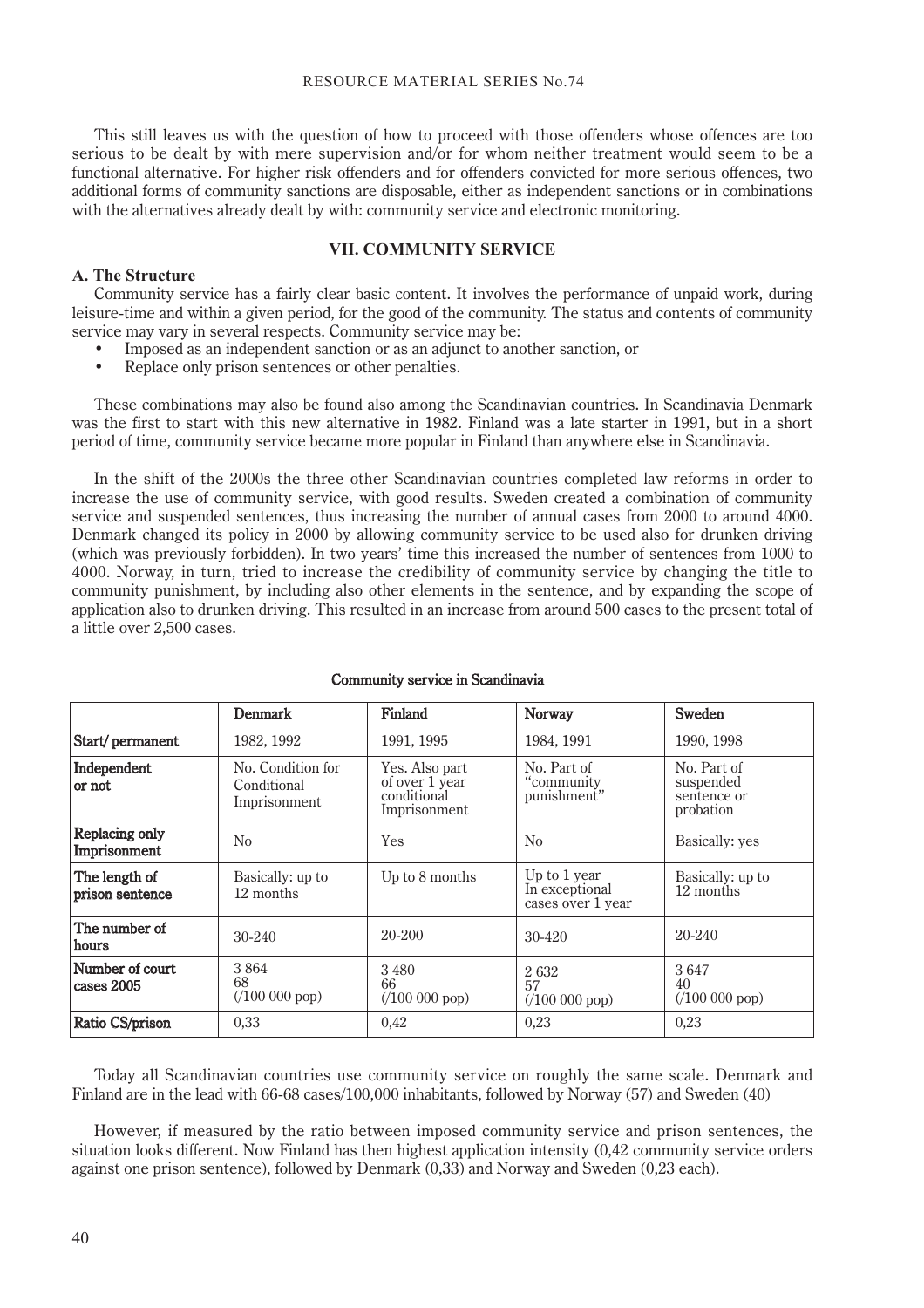This still leaves us with the question of how to proceed with those offenders whose offences are too serious to be dealt by with mere supervision and/or for whom neither treatment would seem to be a functional alternative. For higher risk offenders and for offenders convicted for more serious offences, two additional forms of community sanctions are disposable, either as independent sanctions or in combinations with the alternatives already dealt by with: community service and electronic monitoring.

## VII. COMMUNITY SERVICE

### A. The Structure

Community service has a fairly clear basic content. It involves the performance of unpaid work, during leisure-time and within a given period, for the good of the community. The status and contents of community service may vary in several respects. Community service may be:

- Imposed as an independent sanction or as an adjunct to another sanction, or
- Replace only prison sentences or other penalties.

These combinations may also be found also among the Scandinavian countries. In Scandinavia Denmark was the first to start with this new alternative in 1982. Finland was a late starter in 1991, but in a short period of time, community service became more popular in Finland than anywhere else in Scandinavia.

In the shift of the 2000s the three other Scandinavian countries completed law reforms in order to increase the use of community service, with good results. Sweden created a combination of community service and suspended sentences, thus increasing the number of annual cases from 2000 to around 4000. Denmark changed its policy in 2000 by allowing community service to be used also for drunken driving (which was previously forbidden). In two years' time this increased the number of sentences from 1000 to 4000. Norway, in turn, tried to increase the credibility of community service by changing the title to community punishment, by including also other elements in the sentence, and by expanding the scope of application also to drunken driving. This resulted in an increase from around 500 cases to the present total of a little over 2,500 cases.

**Community service in Scandinavia**

| | Denmark | Finland | Norway | Sweden |
|---|---|---|---|---|
| Start/ permanent | 1982, 1992 | 1991, 1995 | 1984, 1991 | 1990, 1998 |
| Independent or not | No. Condition for Conditional Imprisonment | Yes. Also part of over 1 year conditional Imprisonment | No. Part of "community punishment" | No. Part of suspended sentence or probation |
| Replacing only Imprisonment | No | Yes | No | Basically: yes |
| The length of prison sentence | Basically: up to 12 months | Up to 8 months | Up to 1 year In exceptional cases over 1 year | Basically: up to 12 months |
| The number of hours | 30-240 | 20-200 | 30-420 | 20-240 |
| Number of court cases 2005 | 3 864 68 (/100 000 pop) | 3 480 66 (/100 000 pop) | 2 632 57 (/100 000 pop) | 3 647 40 (/100 000 pop) |
| Ratio CS/prison | 0,33 | 0,42 | 0,23 | 0,23 |

Today all Scandinavian countries use community service on roughly the same scale. Denmark and Finland are in the lead with 66-68 cases/100,000 inhabitants, followed by Norway (57) and Sweden (40)

However, if measured by the ratio between imposed community service and prison sentences, the situation looks different. Now Finland has then highest application intensity (0,42 community service orders against one prison sentence), followed by Denmark (0,33) and Norway and Sweden (0,23 each).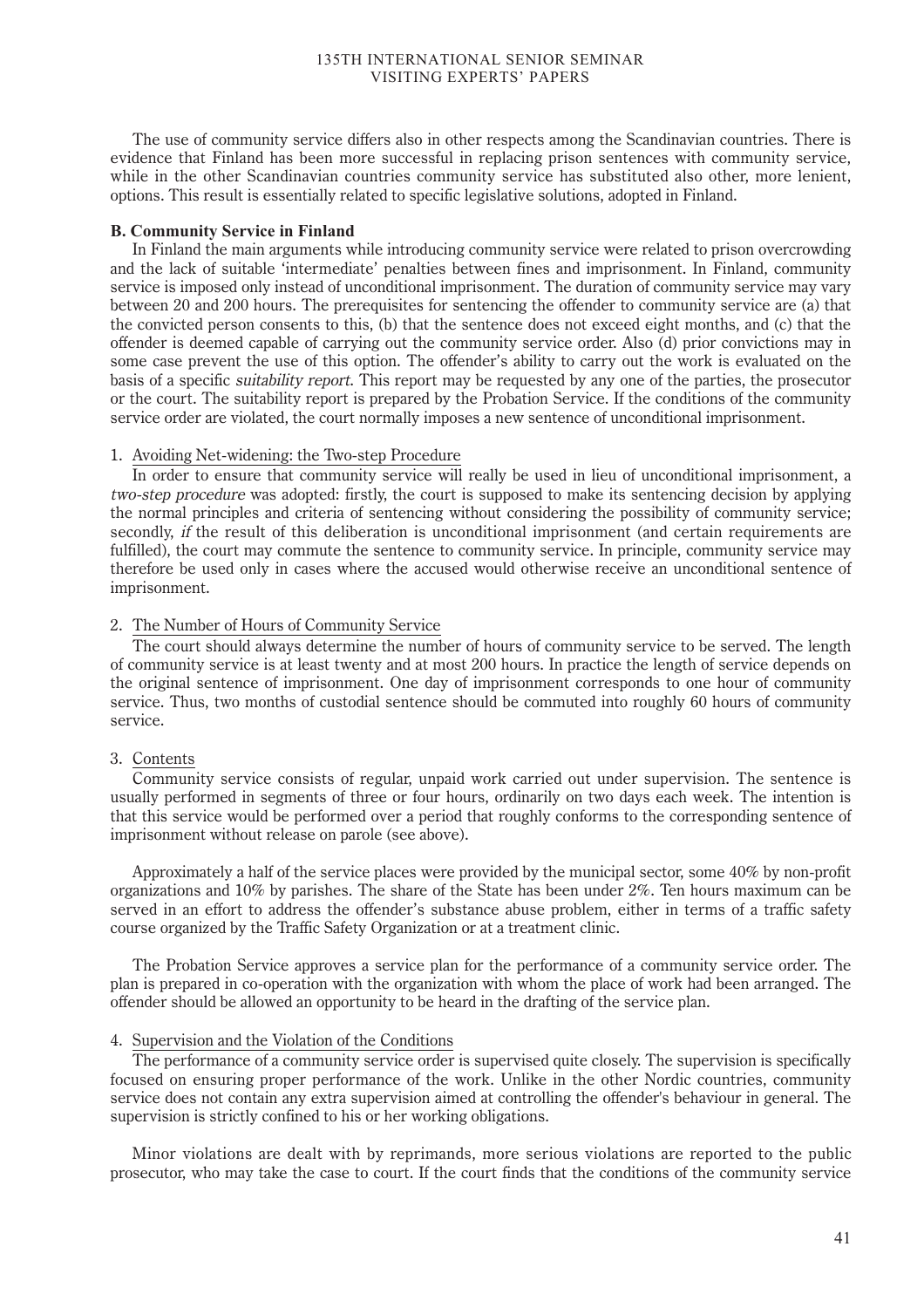The use of community service differs also in other respects among the Scandinavian countries. There is evidence that Finland has been more successful in replacing prison sentences with community service, while in the other Scandinavian countries community service has substituted also other, more lenient, options. This result is essentially related to specific legislative solutions, adopted in Finland.

### B. Community Service in Finland

In Finland the main arguments while introducing community service were related to prison overcrowding and the lack of suitable 'intermediate' penalties between fines and imprisonment. In Finland, community service is imposed only instead of unconditional imprisonment. The duration of community service may vary between 20 and 200 hours. The prerequisites for sentencing the offender to community service are (a) that the convicted person consents to this, (b) that the sentence does not exceed eight months, and (c) that the offender is deemed capable of carrying out the community service order. Also (d) prior convictions may in some case prevent the use of this option. The offender's ability to carry out the work is evaluated on the basis of a specific *suitability report*. This report may be requested by any one of the parties, the prosecutor or the court. The suitability report is prepared by the Probation Service. If the conditions of the community service order are violated, the court normally imposes a new sentence of unconditional imprisonment.

#### 1. Avoiding Net-widening: the Two-step Procedure

In order to ensure that community service will really be used in lieu of unconditional imprisonment, a *two-step procedure* was adopted: firstly, the court is supposed to make its sentencing decision by applying the normal principles and criteria of sentencing without considering the possibility of community service; secondly, *if* the result of this deliberation is unconditional imprisonment (and certain requirements are fulfilled), the court may commute the sentence to community service. In principle, community service may therefore be used only in cases where the accused would otherwise receive an unconditional sentence of imprisonment.

#### 2. The Number of Hours of Community Service

The court should always determine the number of hours of community service to be served. The length of community service is at least twenty and at most 200 hours. In practice the length of service depends on the original sentence of imprisonment. One day of imprisonment corresponds to one hour of community service. Thus, two months of custodial sentence should be commuted into roughly 60 hours of community service.

#### 3. Contents

Community service consists of regular, unpaid work carried out under supervision. The sentence is usually performed in segments of three or four hours, ordinarily on two days each week. The intention is that this service would be performed over a period that roughly conforms to the corresponding sentence of imprisonment without release on parole (see above).

Approximately a half of the service places were provided by the municipal sector, some 40% by non-profit organizations and 10% by parishes. The share of the State has been under 2%. Ten hours maximum can be served in an effort to address the offender's substance abuse problem, either in terms of a traffic safety course organized by the Traffic Safety Organization or at a treatment clinic.

The Probation Service approves a service plan for the performance of a community service order. The plan is prepared in co-operation with the organization with whom the place of work had been arranged. The offender should be allowed an opportunity to be heard in the drafting of the service plan.

#### 4. Supervision and the Violation of the Conditions

The performance of a community service order is supervised quite closely. The supervision is specifically focused on ensuring proper performance of the work. Unlike in the other Nordic countries, community service does not contain any extra supervision aimed at controlling the offender's behaviour in general. The supervision is strictly confined to his or her working obligations.

Minor violations are dealt with by reprimands, more serious violations are reported to the public prosecutor, who may take the case to court. If the court finds that the conditions of the community service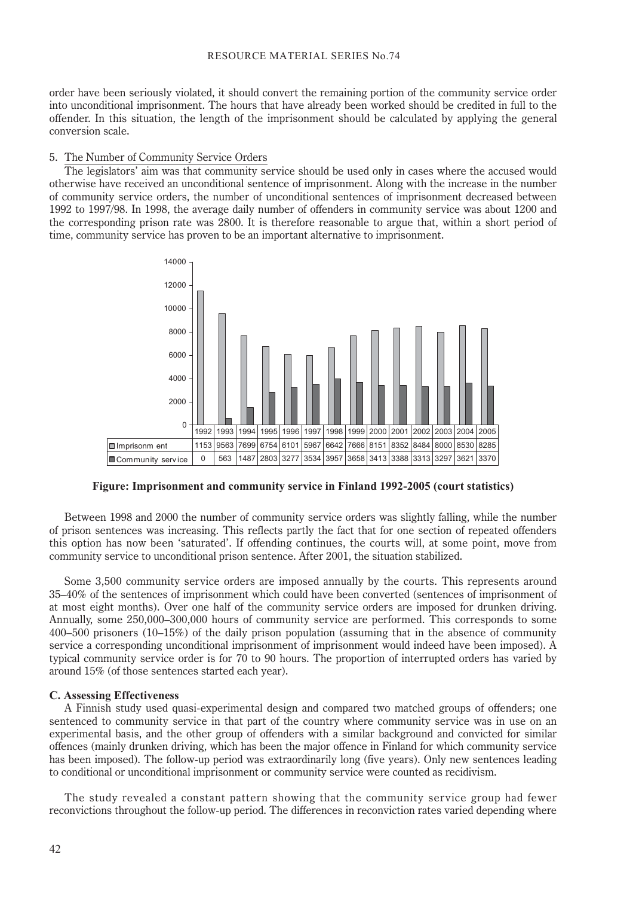order have been seriously violated, it should convert the remaining portion of the community service order into unconditional imprisonment. The hours that have already been worked should be credited in full to the offender. In this situation, the length of the imprisonment should be calculated by applying the general conversion scale.

5. The Number of Community Service Orders

The legislators' aim was that community service should be used only in cases where the accused would otherwise have received an unconditional sentence of imprisonment. Along with the increase in the number of community service orders, the number of unconditional sentences of imprisonment decreased between 1992 to 1997/98. In 1998, the average daily number of offenders in community service was about 1200 and the corresponding prison rate was 2800. It is therefore reasonable to argue that, within a short period of time, community service has proven to be an important alternative to imprisonment.

| | 1992 | 1993 | 1994 | 1995 | 1996 | 1997 | 1998 | 1999 | 2000 | 2001 | 2002 | 2003 | 2004 | 2005 |
|---|---|---|---|---|---|---|---|---|---|---|---|---|---|---|
| Imprisonm ent | 1153 | 9563 | 7699 | 6754 | 6101 | 5967 | 6642 | 7666 | 8151 | 8352 | 8484 | 8000 | 8530 | 8285 |
| Community serv ice | 0 | 563 | 1487 | 2803 | 3277 | 3534 | 3957 | 3658 | 3413 | 3388 | 3313 | 3297 | 3621 | 3370 |

**Figure: Imprisonment and community service in Finland 1992-2005 (court statistics)**

Between 1998 and 2000 the number of community service orders was slightly falling, while the number of prison sentences was increasing. This reflects partly the fact that for one section of repeated offenders this option has now been 'saturated'. If offending continues, the courts will, at some point, move from community service to unconditional prison sentence. After 2001, the situation stabilized.

Some 3,500 community service orders are imposed annually by the courts. This represents around 35–40% of the sentences of imprisonment which could have been converted (sentences of imprisonment of at most eight months). Over one half of the community service orders are imposed for drunken driving. Annually, some 250,000–300,000 hours of community service are performed. This corresponds to some 400–500 prisoners (10–15%) of the daily prison population (assuming that in the absence of community service a corresponding unconditional imprisonment of imprisonment would indeed have been imposed). A typical community service order is for 70 to 90 hours. The proportion of interrupted orders has varied by around 15% (of those sentences started each year).

### C. Assessing Effectiveness

A Finnish study used quasi-experimental design and compared two matched groups of offenders; one sentenced to community service in that part of the country where community service was in use on an experimental basis, and the other group of offenders with a similar background and convicted for similar offences (mainly drunken driving, which has been the major offence in Finland for which community service has been imposed). The follow-up period was extraordinarily long (five years). Only new sentences leading to conditional or unconditional imprisonment or community service were counted as recidivism.

The study revealed a constant pattern showing that the community service group had fewer reconvictions throughout the follow-up period. The differences in reconviction rates varied depending where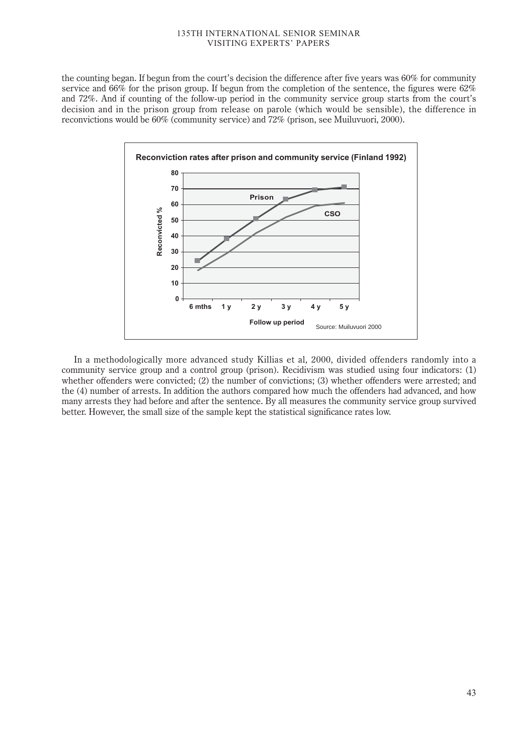the counting began. If begun from the court's decision the difference after five years was 60% for community service and 66% for the prison group. If begun from the completion of the sentence, the figures were 62% and 72%. And if counting of the follow-up period in the community service group starts from the court's decision and in the prison group from release on parole (which would be sensible), the difference in reconvictions would be 60% (community service) and 72% (prison, see Muiluvuori, 2000).

**Reconviction rates after prison and community service (Finland 1992)**

Source: Muiluvuori 2000

In a methodologically more advanced study Killias et al, 2000, divided offenders randomly into a community service group and a control group (prison). Recidivism was studied using four indicators: (1) whether offenders were convicted; (2) the number of convictions; (3) whether offenders were arrested; and the (4) number of arrests. In addition the authors compared how much the offenders had advanced, and how many arrests they had before and after the sentence. By all measures the community service group survived better. However, the small size of the sample kept the statistical significance rates low.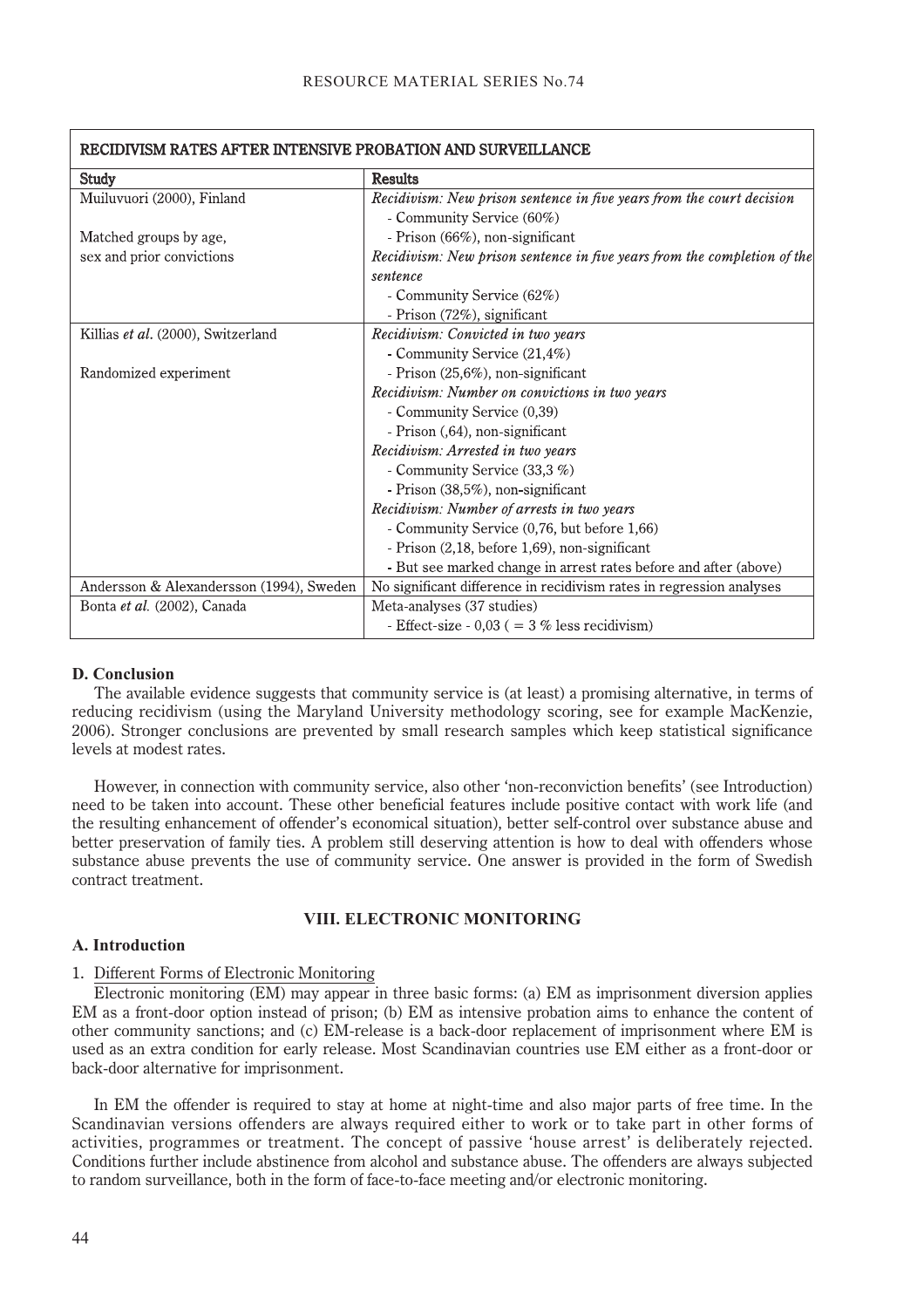| RECIDIVISM RATES AFTER INTENSIVE PROBATION AND SURVEILLANCE | |
|---|---|
| **Study** | **Results** |
| Muiluvuori (2000), Finland<br><br>Matched groups by age, sex and prior convictions | *Recidivism: New prison sentence in five years from the court decision*<br>- Community Service (60%)<br>- Prison (66%), non-significant<br>*Recidivism: New prison sentence in five years from the completion of the sentence*<br>- Community Service (62%)<br>- Prison (72%), significant |
| Killias *et al.* (2000), Switzerland<br><br>Randomized experiment | *Recidivism: Convicted in two years*<br>- Community Service (21,4%)<br>- Prison (25,6%), non-significant<br>*Recidivism: Number on convictions in two years*<br>- Community Service (0,39)<br>- Prison (,64), non-significant<br>*Recidivism: Arrested in two years*<br>- Community Service (33,3 %)<br>- Prison (38,5%), non-significant<br>*Recidivism: Number of arrests in two years*<br>- Community Service (0,76, but before 1,66)<br>- Prison (2,18, before 1,69), non-significant<br>- But see marked change in arrest rates before and after (above) |
| Andersson & Alexandersson (1994), Sweden | No significant difference in recidivism rates in regression analyses |
| Bonta *et al.* (2002), Canada | Meta-analyses (37 studies)<br>- Effect-size - 0,03 ( = 3 % less recidivism) |

### D. Conclusion

The available evidence suggests that community service is (at least) a promising alternative, in terms of reducing recidivism (using the Maryland University methodology scoring, see for example MacKenzie, 2006). Stronger conclusions are prevented by small research samples which keep statistical significance levels at modest rates.

However, in connection with community service, also other 'non-reconviction benefits' (see Introduction) need to be taken into account. These other beneficial features include positive contact with work life (and the resulting enhancement of offender's economical situation), better self-control over substance abuse and better preservation of family ties. A problem still deserving attention is how to deal with offenders whose substance abuse prevents the use of community service. One answer is provided in the form of Swedish contract treatment.

## VIII. ELECTRONIC MONITORING

### A. Introduction

1. Different Forms of Electronic Monitoring

Electronic monitoring (EM) may appear in three basic forms: (a) EM as imprisonment diversion applies EM as a front-door option instead of prison; (b) EM as intensive probation aims to enhance the content of other community sanctions; and (c) EM-release is a back-door replacement of imprisonment where EM is used as an extra condition for early release. Most Scandinavian countries use EM either as a front-door or back-door alternative for imprisonment.

In EM the offender is required to stay at home at night-time and also major parts of free time. In the Scandinavian versions offenders are always required either to work or to take part in other forms of activities, programmes or treatment. The concept of passive 'house arrest' is deliberately rejected. Conditions further include abstinence from alcohol and substance abuse. The offenders are always subjected to random surveillance, both in the form of face-to-face meeting and/or electronic monitoring.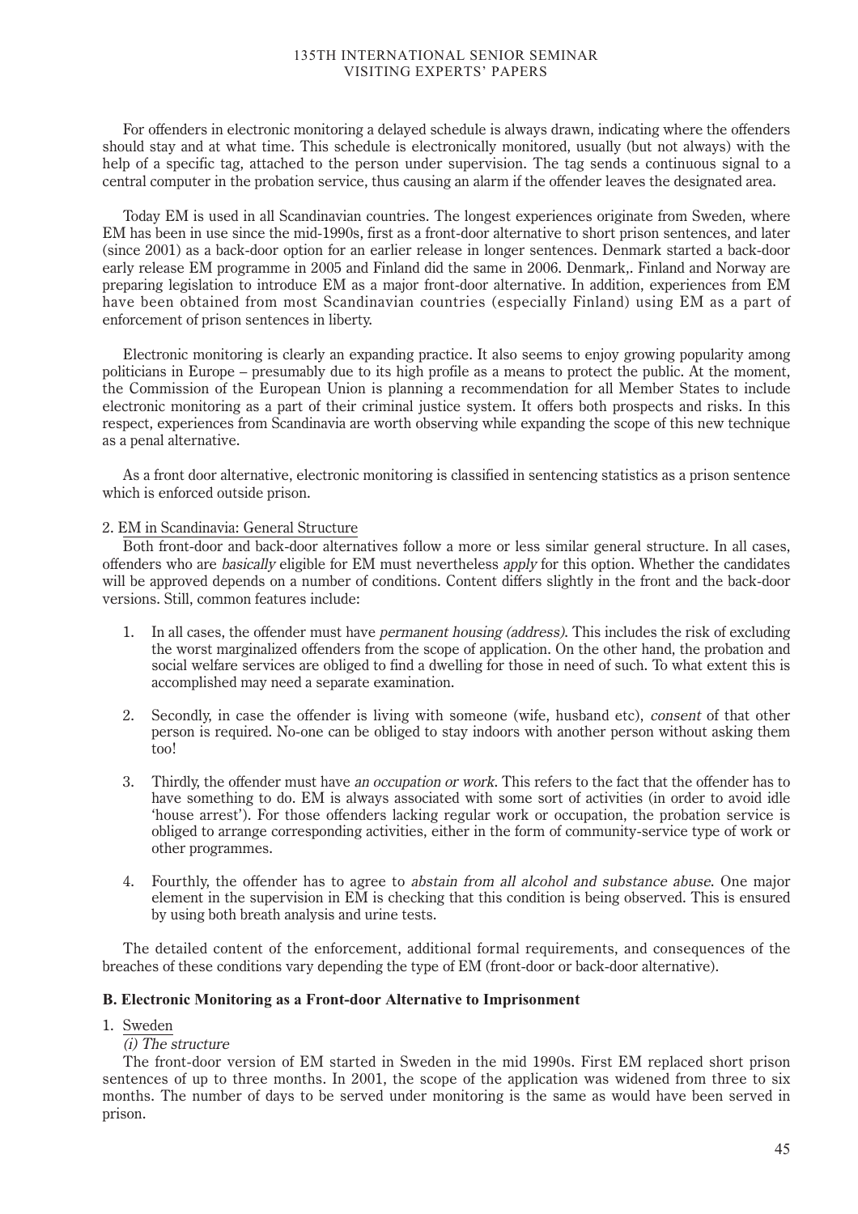For offenders in electronic monitoring a delayed schedule is always drawn, indicating where the offenders should stay and at what time. This schedule is electronically monitored, usually (but not always) with the help of a specific tag, attached to the person under supervision. The tag sends a continuous signal to a central computer in the probation service, thus causing an alarm if the offender leaves the designated area.

Today EM is used in all Scandinavian countries. The longest experiences originate from Sweden, where EM has been in use since the mid-1990s, first as a front-door alternative to short prison sentences, and later (since 2001) as a back-door option for an earlier release in longer sentences. Denmark started a back-door early release EM programme in 2005 and Finland did the same in 2006. Denmark,. Finland and Norway are preparing legislation to introduce EM as a major front-door alternative. In addition, experiences from EM have been obtained from most Scandinavian countries (especially Finland) using EM as a part of enforcement of prison sentences in liberty.

Electronic monitoring is clearly an expanding practice. It also seems to enjoy growing popularity among politicians in Europe – presumably due to its high profile as a means to protect the public. At the moment, the Commission of the European Union is planning a recommendation for all Member States to include electronic monitoring as a part of their criminal justice system. It offers both prospects and risks. In this respect, experiences from Scandinavia are worth observing while expanding the scope of this new technique as a penal alternative.

As a front door alternative, electronic monitoring is classified in sentencing statistics as a prison sentence which is enforced outside prison.

2. EM in Scandinavia: General Structure

Both front-door and back-door alternatives follow a more or less similar general structure. In all cases, offenders who are *basically* eligible for EM must nevertheless *apply* for this option. Whether the candidates will be approved depends on a number of conditions. Content differs slightly in the front and the back-door versions. Still, common features include:

1. In all cases, the offender must have *permanent housing (address)*. This includes the risk of excluding the worst marginalized offenders from the scope of application. On the other hand, the probation and social welfare services are obliged to find a dwelling for those in need of such. To what extent this is accomplished may need a separate examination.

2. Secondly, in case the offender is living with someone (wife, husband etc), *consent* of that other person is required. No-one can be obliged to stay indoors with another person without asking them too!

3. Thirdly, the offender must have *an occupation or work*. This refers to the fact that the offender has to have something to do. EM is always associated with some sort of activities (in order to avoid idle 'house arrest'). For those offenders lacking regular work or occupation, the probation service is obliged to arrange corresponding activities, either in the form of community-service type of work or other programmes.

4. Fourthly, the offender has to agree to *abstain from all alcohol and substance abuse*. One major element in the supervision in EM is checking that this condition is being observed. This is ensured by using both breath analysis and urine tests.

The detailed content of the enforcement, additional formal requirements, and consequences of the breaches of these conditions vary depending the type of EM (front-door or back-door alternative).

### B. Electronic Monitoring as a Front-door Alternative to Imprisonment

1. Sweden

*(i) The structure*

The front-door version of EM started in Sweden in the mid 1990s. First EM replaced short prison sentences of up to three months. In 2001, the scope of the application was widened from three to six months. The number of days to be served under monitoring is the same as would have been served in prison.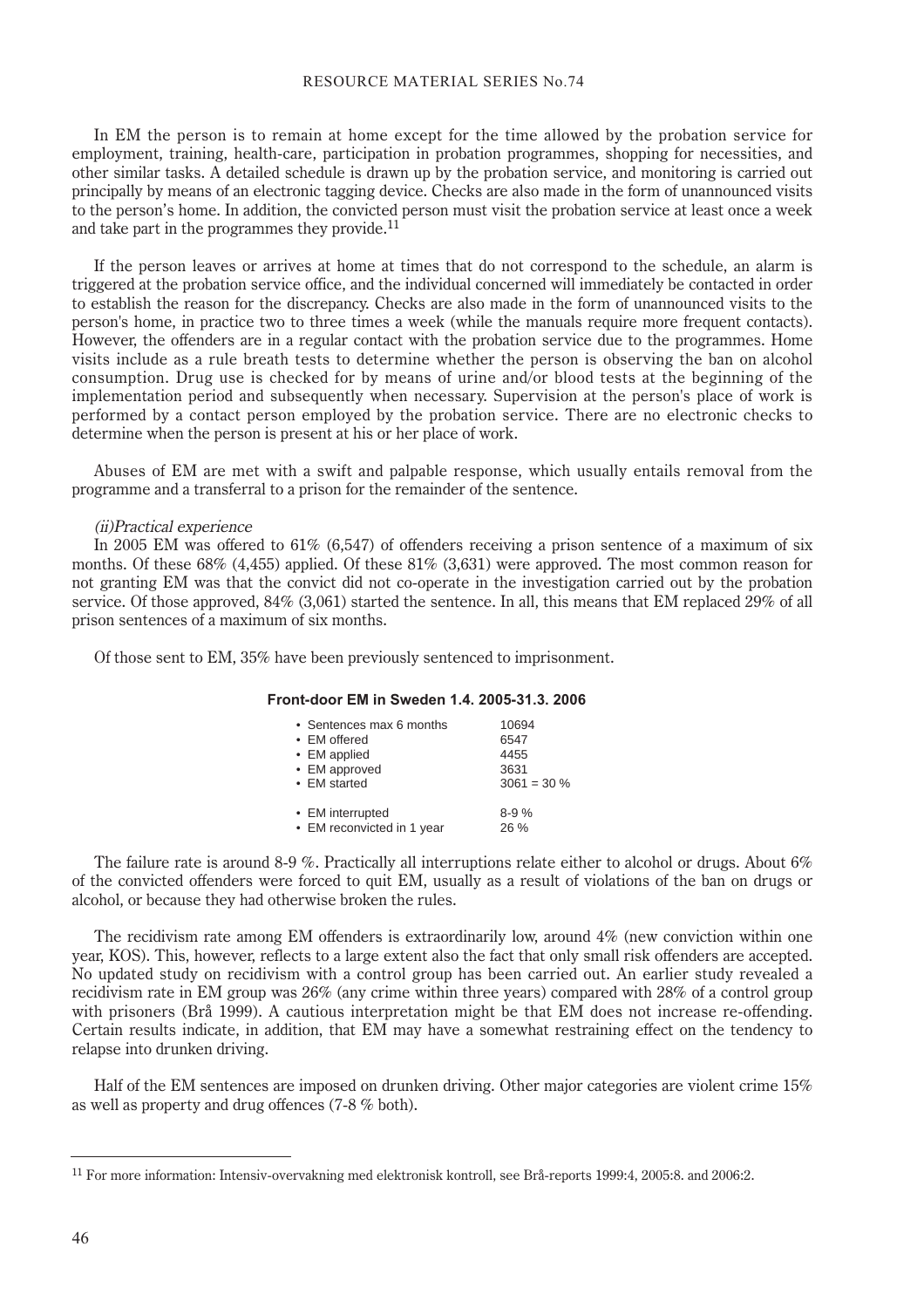In EM the person is to remain at home except for the time allowed by the probation service for employment, training, health-care, participation in probation programmes, shopping for necessities, and other similar tasks. A detailed schedule is drawn up by the probation service, and monitoring is carried out principally by means of an electronic tagging device. Checks are also made in the form of unannounced visits to the person's home. In addition, the convicted person must visit the probation service at least once a week and take part in the programmes they provide.[11]

If the person leaves or arrives at home at times that do not correspond to the schedule, an alarm is triggered at the probation service office, and the individual concerned will immediately be contacted in order to establish the reason for the discrepancy. Checks are also made in the form of unannounced visits to the person's home, in practice two to three times a week (while the manuals require more frequent contacts). However, the offenders are in a regular contact with the probation service due to the programmes. Home visits include as a rule breath tests to determine whether the person is observing the ban on alcohol consumption. Drug use is checked for by means of urine and/or blood tests at the beginning of the implementation period and subsequently when necessary. Supervision at the person's place of work is performed by a contact person employed by the probation service. There are no electronic checks to determine when the person is present at his or her place of work.

Abuses of EM are met with a swift and palpable response, which usually entails removal from the programme and a transferral to a prison for the remainder of the sentence.

*(ii)Practical experience*

In 2005 EM was offered to 61% (6,547) of offenders receiving a prison sentence of a maximum of six months. Of these 68% (4,455) applied. Of these 81% (3,631) were approved. The most common reason for not granting EM was that the convict did not co-operate in the investigation carried out by the probation service. Of those approved, 84% (3,061) started the sentence. In all, this means that EM replaced 29% of all prison sentences of a maximum of six months.

Of those sent to EM, 35% have been previously sentenced to imprisonment.

**Front-door EM in Sweden 1.4. 2005-31.3. 2006**

| | |
|---|---|
| • Sentences max 6 months | 10694 |
| • EM offered | 6547 |
| • EM applied | 4455 |
| • EM approved | 3631 |
| • EM started | 3061 = 30 % |
| • EM interrupted | 8-9 % |
| • EM reconvicted in 1 year | 26 % |

The failure rate is around 8-9 %. Practically all interruptions relate either to alcohol or drugs. About 6% of the convicted offenders were forced to quit EM, usually as a result of violations of the ban on drugs or alcohol, or because they had otherwise broken the rules.

The recidivism rate among EM offenders is extraordinarily low, around 4% (new conviction within one year, KOS). This, however, reflects to a large extent also the fact that only small risk offenders are accepted. No updated study on recidivism with a control group has been carried out. An earlier study revealed a recidivism rate in EM group was 26% (any crime within three years) compared with 28% of a control group with prisoners (Brå 1999). A cautious interpretation might be that EM does not increase re-offending. Certain results indicate, in addition, that EM may have a somewhat restraining effect on the tendency to relapse into drunken driving.

Half of the EM sentences are imposed on drunken driving. Other major categories are violent crime 15% as well as property and drug offences (7-8 % both).

---

[11] For more information: Intensiv-övervakning med elektronisk kontroll, see Brå-reports 1999:4, 2005:8. and 2006:2.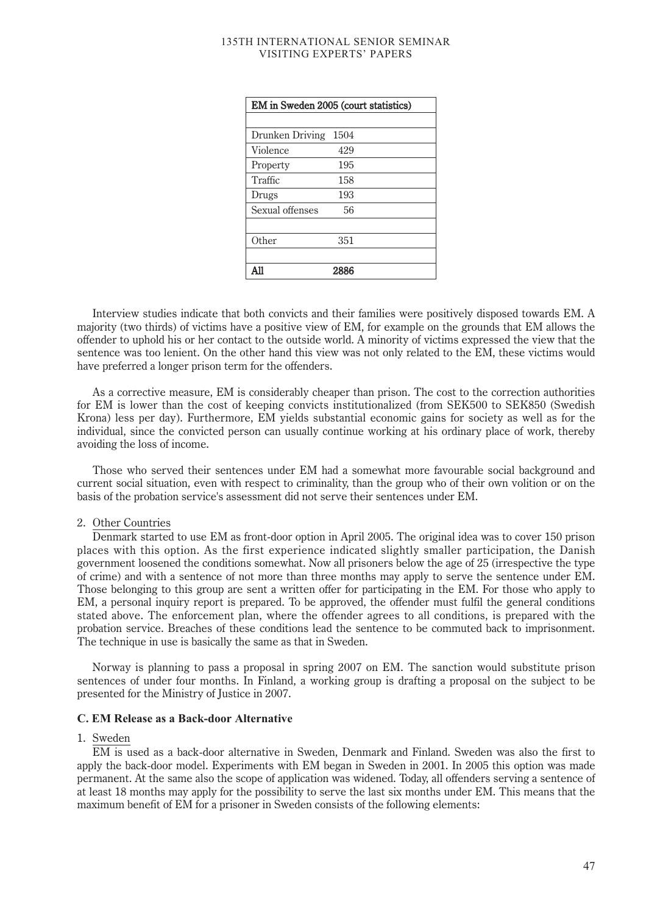| EM in Sweden 2005 (court statistics) | |
|---|---|
| | |
| Drunken Driving | 1504 |
| Violence | 429 |
| Property | 195 |
| Traffic | 158 |
| Drugs | 193 |
| Sexual offenses | 56 |
| | |
| Other | 351 |
| | |
| **All** | **2886** |

Interview studies indicate that both convicts and their families were positively disposed towards EM. A majority (two thirds) of victims have a positive view of EM, for example on the grounds that EM allows the offender to uphold his or her contact to the outside world. A minority of victims expressed the view that the sentence was too lenient. On the other hand this view was not only related to the EM, these victims would have preferred a longer prison term for the offenders.

As a corrective measure, EM is considerably cheaper than prison. The cost to the correction authorities for EM is lower than the cost of keeping convicts institutionalized (from SEK500 to SEK850 (Swedish Krona) less per day). Furthermore, EM yields substantial economic gains for society as well as for the individual, since the convicted person can usually continue working at his ordinary place of work, thereby avoiding the loss of income.

Those who served their sentences under EM had a somewhat more favourable social background and current social situation, even with respect to criminality, than the group who of their own volition or on the basis of the probation service's assessment did not serve their sentences under EM.

2. Other Countries

Denmark started to use EM as front-door option in April 2005. The original idea was to cover 150 prison places with this option. As the first experience indicated slightly smaller participation, the Danish government loosened the conditions somewhat. Now all prisoners below the age of 25 (irrespective the type of crime) and with a sentence of not more than three months may apply to serve the sentence under EM. Those belonging to this group are sent a written offer for participating in the EM. For those who apply to EM, a personal inquiry report is prepared. To be approved, the offender must fulfil the general conditions stated above. The enforcement plan, where the offender agrees to all conditions, is prepared with the probation service. Breaches of these conditions lead the sentence to be commuted back to imprisonment. The technique in use is basically the same as that in Sweden.

Norway is planning to pass a proposal in spring 2007 on EM. The sanction would substitute prison sentences of under four months. In Finland, a working group is drafting a proposal on the subject to be presented for the Ministry of Justice in 2007.

### C. EM Release as a Back-door Alternative

1. Sweden

EM is used as a back-door alternative in Sweden, Denmark and Finland. Sweden was also the first to apply the back-door model. Experiments with EM began in Sweden in 2001. In 2005 this option was made permanent. At the same also the scope of application was widened. Today, all offenders serving a sentence of at least 18 months may apply for the possibility to serve the last six months under EM. This means that the maximum benefit of EM for a prisoner in Sweden consists of the following elements: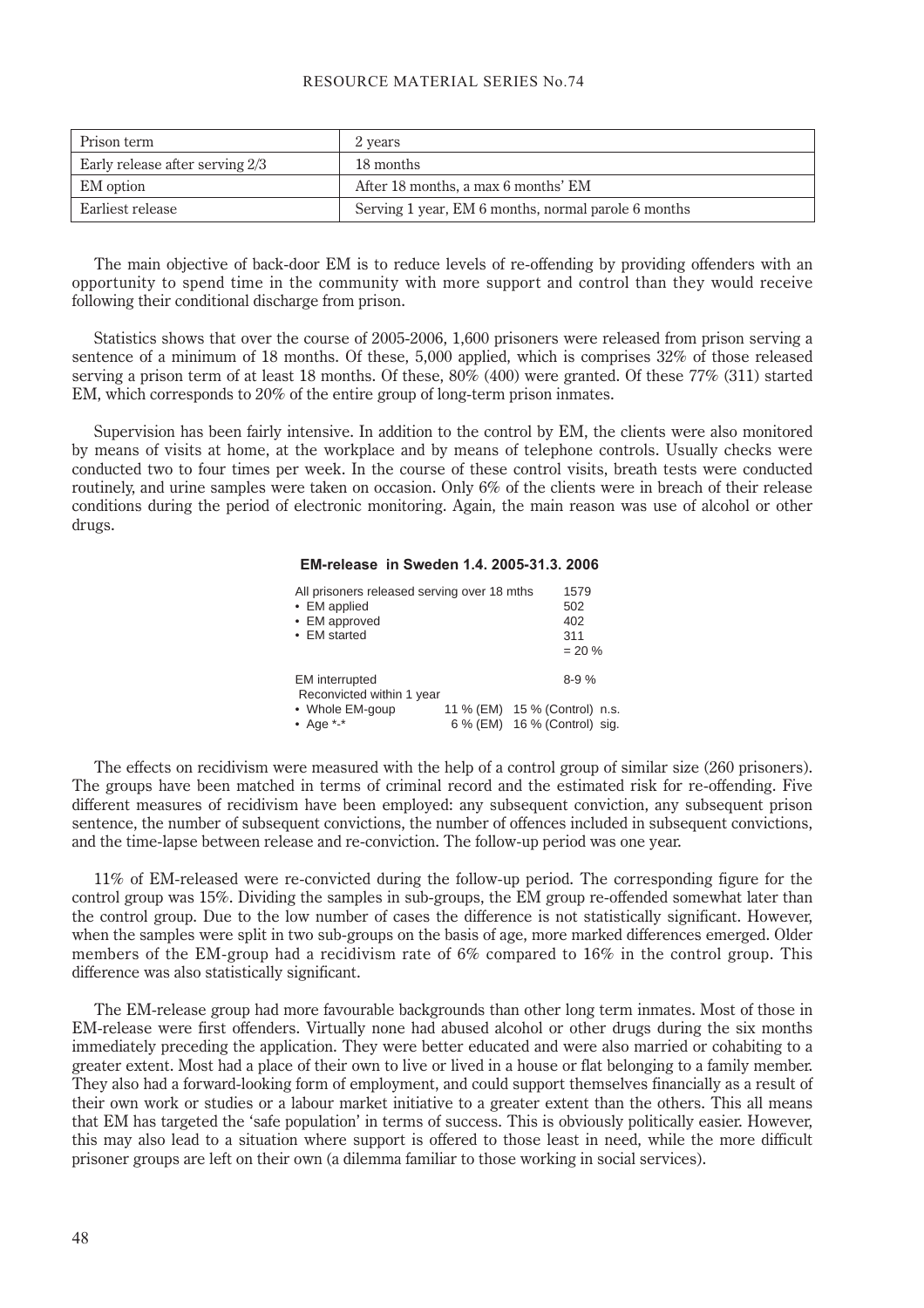| Prison term | 2 years |
|---|---|
| Early release after serving 2/3 | 18 months |
| EM option | After 18 months, a max 6 months' EM |
| Earliest release | Serving 1 year, EM 6 months, normal parole 6 months |

The main objective of back-door EM is to reduce levels of re-offending by providing offenders with an opportunity to spend time in the community with more support and control than they would receive following their conditional discharge from prison.

Statistics shows that over the course of 2005-2006, 1,600 prisoners were released from prison serving a sentence of a minimum of 18 months. Of these, 5,000 applied, which is comprises 32% of those released serving a prison term of at least 18 months. Of these, 80% (400) were granted. Of these 77% (311) started EM, which corresponds to 20% of the entire group of long-term prison inmates.

Supervision has been fairly intensive. In addition to the control by EM, the clients were also monitored by means of visits at home, at the workplace and by means of telephone controls. Usually checks were conducted two to four times per week. In the course of these control visits, breath tests were conducted routinely, and urine samples were taken on occasion. Only 6% of the clients were in breach of their release conditions during the period of electronic monitoring. Again, the main reason was use of alcohol or other drugs.

**EM-release in Sweden 1.4. 2005-31.3. 2006**

| | | | |
|---|---|---|---|
| All prisoners released serving over 18 mths | | 1579 | |
| • EM applied | | 502 | |
| • EM approved | | 402 | |
| • EM started | | 311 | |
| | | = 20 % | |
| EM interrupted | | 8-9 % | |
| Reconvicted within 1 year | | | |
| • Whole EM-goup | 11 % (EM) | 15 % (Control) | n.s. |
| • Age *-* | 6 % (EM) | 16 % (Control) | sig. |

The effects on recidivism were measured with the help of a control group of similar size (260 prisoners). The groups have been matched in terms of criminal record and the estimated risk for re-offending. Five different measures of recidivism have been employed: any subsequent conviction, any subsequent prison sentence, the number of subsequent convictions, the number of offences included in subsequent convictions, and the time-lapse between release and re-conviction. The follow-up period was one year.

11% of EM-released were re-convicted during the follow-up period. The corresponding figure for the control group was 15%. Dividing the samples in sub-groups, the EM group re-offended somewhat later than the control group. Due to the low number of cases the difference is not statistically significant. However, when the samples were split in two sub-groups on the basis of age, more marked differences emerged. Older members of the EM-group had a recidivism rate of 6% compared to 16% in the control group. This difference was also statistically significant.

The EM-release group had more favourable backgrounds than other long term inmates. Most of those in EM-release were first offenders. Virtually none had abused alcohol or other drugs during the six months immediately preceding the application. They were better educated and were also married or cohabiting to a greater extent. Most had a place of their own to live or lived in a house or flat belonging to a family member. They also had a forward-looking form of employment, and could support themselves financially as a result of their own work or studies or a labour market initiative to a greater extent than the others. This all means that EM has targeted the 'safe population' in terms of success. This is obviously politically easier. However, this may also lead to a situation where support is offered to those least in need, while the more difficult prisoner groups are left on their own (a dilemma familiar to those working in social services).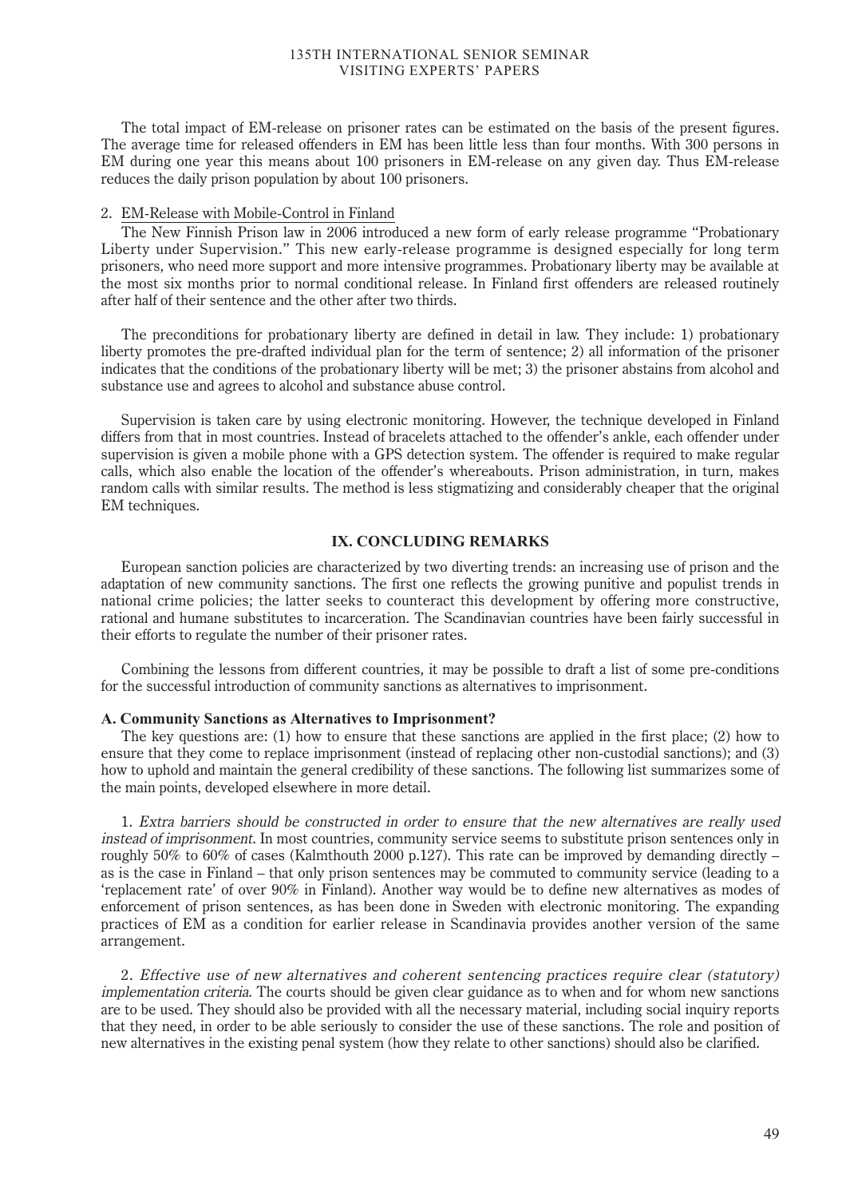The total impact of EM-release on prisoner rates can be estimated on the basis of the present figures. The average time for released offenders in EM has been little less than four months. With 300 persons in EM during one year this means about 100 prisoners in EM-release on any given day. Thus EM-release reduces the daily prison population by about 100 prisoners.

2. EM-Release with Mobile-Control in Finland

The New Finnish Prison law in 2006 introduced a new form of early release programme "Probationary Liberty under Supervision." This new early-release programme is designed especially for long term prisoners, who need more support and more intensive programmes. Probationary liberty may be available at the most six months prior to normal conditional release. In Finland first offenders are released routinely after half of their sentence and the other after two thirds.

The preconditions for probationary liberty are defined in detail in law. They include: 1) probationary liberty promotes the pre-drafted individual plan for the term of sentence; 2) all information of the prisoner indicates that the conditions of the probationary liberty will be met; 3) the prisoner abstains from alcohol and substance use and agrees to alcohol and substance abuse control.

Supervision is taken care by using electronic monitoring. However, the technique developed in Finland differs from that in most countries. Instead of bracelets attached to the offender's ankle, each offender under supervision is given a mobile phone with a GPS detection system. The offender is required to make regular calls, which also enable the location of the offender's whereabouts. Prison administration, in turn, makes random calls with similar results. The method is less stigmatizing and considerably cheaper that the original EM techniques.

## IX. CONCLUDING REMARKS

European sanction policies are characterized by two diverting trends: an increasing use of prison and the adaptation of new community sanctions. The first one reflects the growing punitive and populist trends in national crime policies; the latter seeks to counteract this development by offering more constructive, rational and humane substitutes to incarceration. The Scandinavian countries have been fairly successful in their efforts to regulate the number of their prisoner rates.

Combining the lessons from different countries, it may be possible to draft a list of some pre-conditions for the successful introduction of community sanctions as alternatives to imprisonment.

### A. Community Sanctions as Alternatives to Imprisonment?

The key questions are: (1) how to ensure that these sanctions are applied in the first place; (2) how to ensure that they come to replace imprisonment (instead of replacing other non-custodial sanctions); and (3) how to uphold and maintain the general credibility of these sanctions. The following list summarizes some of the main points, developed elsewhere in more detail.

1. *Extra barriers should be constructed in order to ensure that the new alternatives are really used instead of imprisonment.* In most countries, community service seems to substitute prison sentences only in roughly 50% to 60% of cases (Kalmthouth 2000 p.127). This rate can be improved by demanding directly – as is the case in Finland – that only prison sentences may be commuted to community service (leading to a 'replacement rate' of over 90% in Finland). Another way would be to define new alternatives as modes of enforcement of prison sentences, as has been done in Sweden with electronic monitoring. The expanding practices of EM as a condition for earlier release in Scandinavia provides another version of the same arrangement.

2. *Effective use of new alternatives and coherent sentencing practices require clear (statutory) implementation criteria.* The courts should be given clear guidance as to when and for whom new sanctions are to be used. They should also be provided with all the necessary material, including social inquiry reports that they need, in order to be able seriously to consider the use of these sanctions. The role and position of new alternatives in the existing penal system (how they relate to other sanctions) should also be clarified.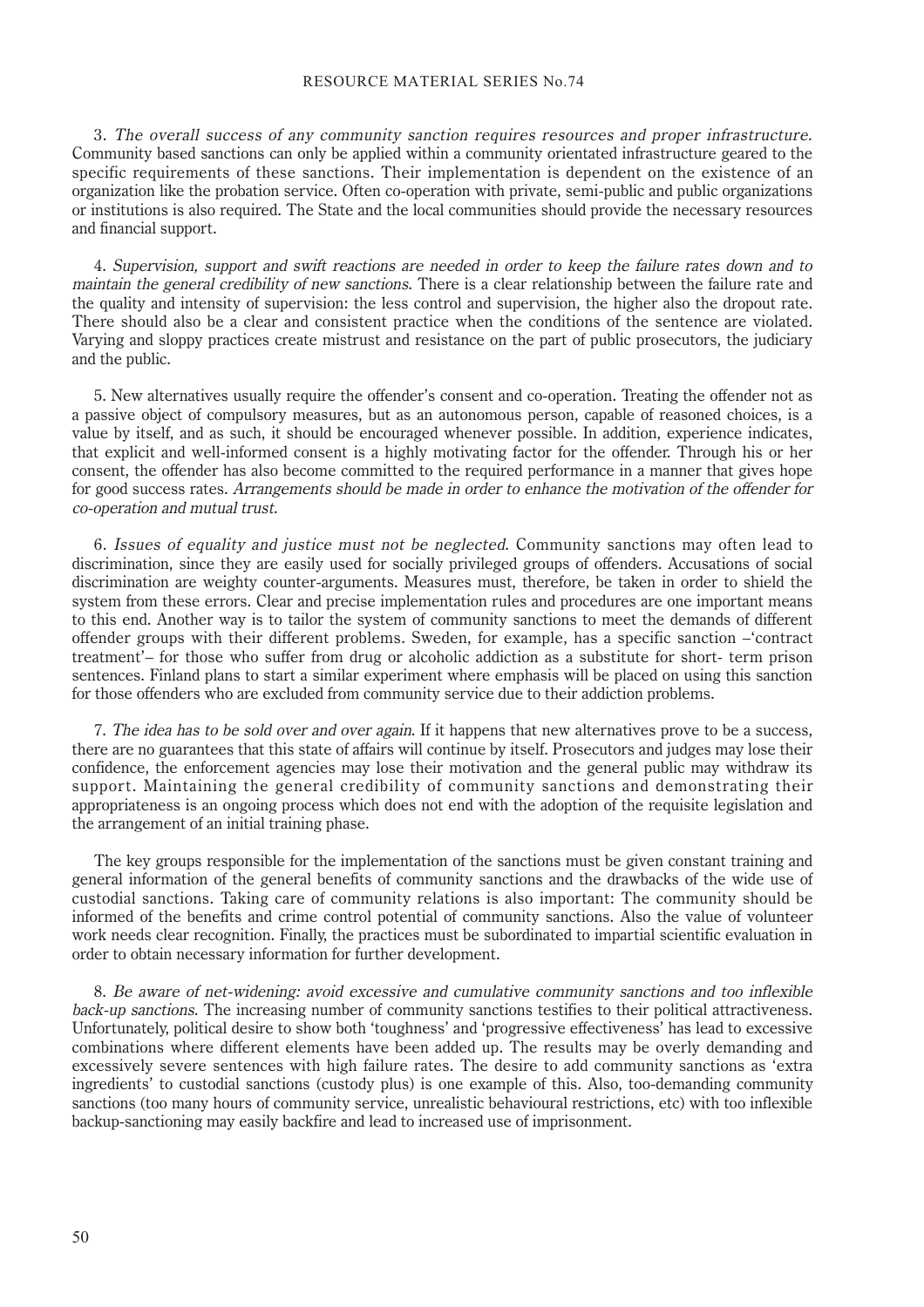3. *The overall success of any community sanction requires resources and proper infrastructure.* Community based sanctions can only be applied within a community orientated infrastructure geared to the specific requirements of these sanctions. Their implementation is dependent on the existence of an organization like the probation service. Often co-operation with private, semi-public and public organizations or institutions is also required. The State and the local communities should provide the necessary resources and financial support.

4. *Supervision, support and swift reactions are needed in order to keep the failure rates down and to maintain the general credibility of new sanctions.* There is a clear relationship between the failure rate and the quality and intensity of supervision: the less control and supervision, the higher also the dropout rate. There should also be a clear and consistent practice when the conditions of the sentence are violated. Varying and sloppy practices create mistrust and resistance on the part of public prosecutors, the judiciary and the public.

5. New alternatives usually require the offender's consent and co-operation. Treating the offender not as a passive object of compulsory measures, but as an autonomous person, capable of reasoned choices, is a value by itself, and as such, it should be encouraged whenever possible. In addition, experience indicates, that explicit and well-informed consent is a highly motivating factor for the offender. Through his or her consent, the offender has also become committed to the required performance in a manner that gives hope for good success rates. *Arrangements should be made in order to enhance the motivation of the offender for co-operation and mutual trust.*

6. *Issues of equality and justice must not be neglected.* Community sanctions may often lead to discrimination, since they are easily used for socially privileged groups of offenders. Accusations of social discrimination are weighty counter-arguments. Measures must, therefore, be taken in order to shield the system from these errors. Clear and precise implementation rules and procedures are one important means to this end. Another way is to tailor the system of community sanctions to meet the demands of different offender groups with their different problems. Sweden, for example, has a specific sanction –'contract treatment'– for those who suffer from drug or alcoholic addiction as a substitute for short- term prison sentences. Finland plans to start a similar experiment where emphasis will be placed on using this sanction for those offenders who are excluded from community service due to their addiction problems.

7. *The idea has to be sold over and over again.* If it happens that new alternatives prove to be a success, there are no guarantees that this state of affairs will continue by itself. Prosecutors and judges may lose their confidence, the enforcement agencies may lose their motivation and the general public may withdraw its support. Maintaining the general credibility of community sanctions and demonstrating their appropriateness is an ongoing process which does not end with the adoption of the requisite legislation and the arrangement of an initial training phase.

The key groups responsible for the implementation of the sanctions must be given constant training and general information of the general benefits of community sanctions and the drawbacks of the wide use of custodial sanctions. Taking care of community relations is also important: The community should be informed of the benefits and crime control potential of community sanctions. Also the value of volunteer work needs clear recognition. Finally, the practices must be subordinated to impartial scientific evaluation in order to obtain necessary information for further development.

8. *Be aware of net-widening: avoid excessive and cumulative community sanctions and too inflexible back-up sanctions.* The increasing number of community sanctions testifies to their political attractiveness. Unfortunately, political desire to show both 'toughness' and 'progressive effectiveness' has lead to excessive combinations where different elements have been added up. The results may be overly demanding and excessively severe sentences with high failure rates. The desire to add community sanctions as 'extra ingredients' to custodial sanctions (custody plus) is one example of this. Also, too-demanding community sanctions (too many hours of community service, unrealistic behavioural restrictions, etc) with too inflexible backup-sanctioning may easily backfire and lead to increased use of imprisonment.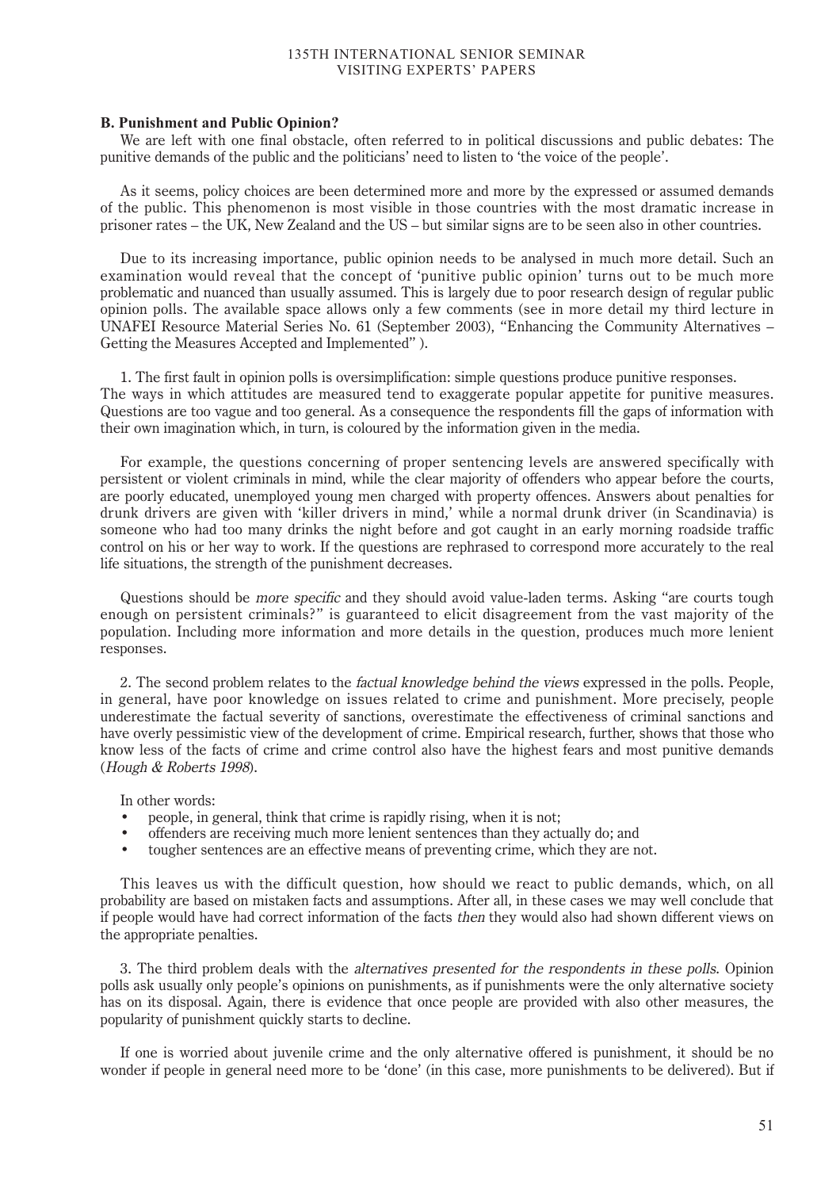### B. Punishment and Public Opinion?

We are left with one final obstacle, often referred to in political discussions and public debates: The punitive demands of the public and the politicians' need to listen to 'the voice of the people'.

As it seems, policy choices are been determined more and more by the expressed or assumed demands of the public. This phenomenon is most visible in those countries with the most dramatic increase in prisoner rates – the UK, New Zealand and the US – but similar signs are to be seen also in other countries.

Due to its increasing importance, public opinion needs to be analysed in much more detail. Such an examination would reveal that the concept of 'punitive public opinion' turns out to be much more problematic and nuanced than usually assumed. This is largely due to poor research design of regular public opinion polls. The available space allows only a few comments (see in more detail my third lecture in UNAFEI Resource Material Series No. 61 (September 2003), "Enhancing the Community Alternatives – Getting the Measures Accepted and Implemented" ).

1. The first fault in opinion polls is oversimplification: simple questions produce punitive responses. The ways in which attitudes are measured tend to exaggerate popular appetite for punitive measures. Questions are too vague and too general. As a consequence the respondents fill the gaps of information with their own imagination which, in turn, is coloured by the information given in the media.

For example, the questions concerning of proper sentencing levels are answered specifically with persistent or violent criminals in mind, while the clear majority of offenders who appear before the courts, are poorly educated, unemployed young men charged with property offences. Answers about penalties for drunk drivers are given with 'killer drivers in mind,' while a normal drunk driver (in Scandinavia) is someone who had too many drinks the night before and got caught in an early morning roadside traffic control on his or her way to work. If the questions are rephrased to correspond more accurately to the real life situations, the strength of the punishment decreases.

Questions should be *more specific* and they should avoid value-laden terms. Asking "are courts tough enough on persistent criminals?" is guaranteed to elicit disagreement from the vast majority of the population. Including more information and more details in the question, produces much more lenient responses.

2. The second problem relates to the *factual knowledge behind the views* expressed in the polls. People, in general, have poor knowledge on issues related to crime and punishment. More precisely, people underestimate the factual severity of sanctions, overestimate the effectiveness of criminal sanctions and have overly pessimistic view of the development of crime. Empirical research, further, shows that those who know less of the facts of crime and crime control also have the highest fears and most punitive demands (*Hough & Roberts 1998*).

In other words:

- people, in general, think that crime is rapidly rising, when it is not;
- offenders are receiving much more lenient sentences than they actually do; and
- tougher sentences are an effective means of preventing crime, which they are not.

This leaves us with the difficult question, how should we react to public demands, which, on all probability are based on mistaken facts and assumptions. After all, in these cases we may well conclude that if people would have had correct information of the facts *then* they would also had shown different views on the appropriate penalties.

3. The third problem deals with the *alternatives presented for the respondents in these polls*. Opinion polls ask usually only people's opinions on punishments, as if punishments were the only alternative society has on its disposal. Again, there is evidence that once people are provided with also other measures, the popularity of punishment quickly starts to decline.

If one is worried about juvenile crime and the only alternative offered is punishment, it should be no wonder if people in general need more to be 'done' (in this case, more punishments to be delivered). But if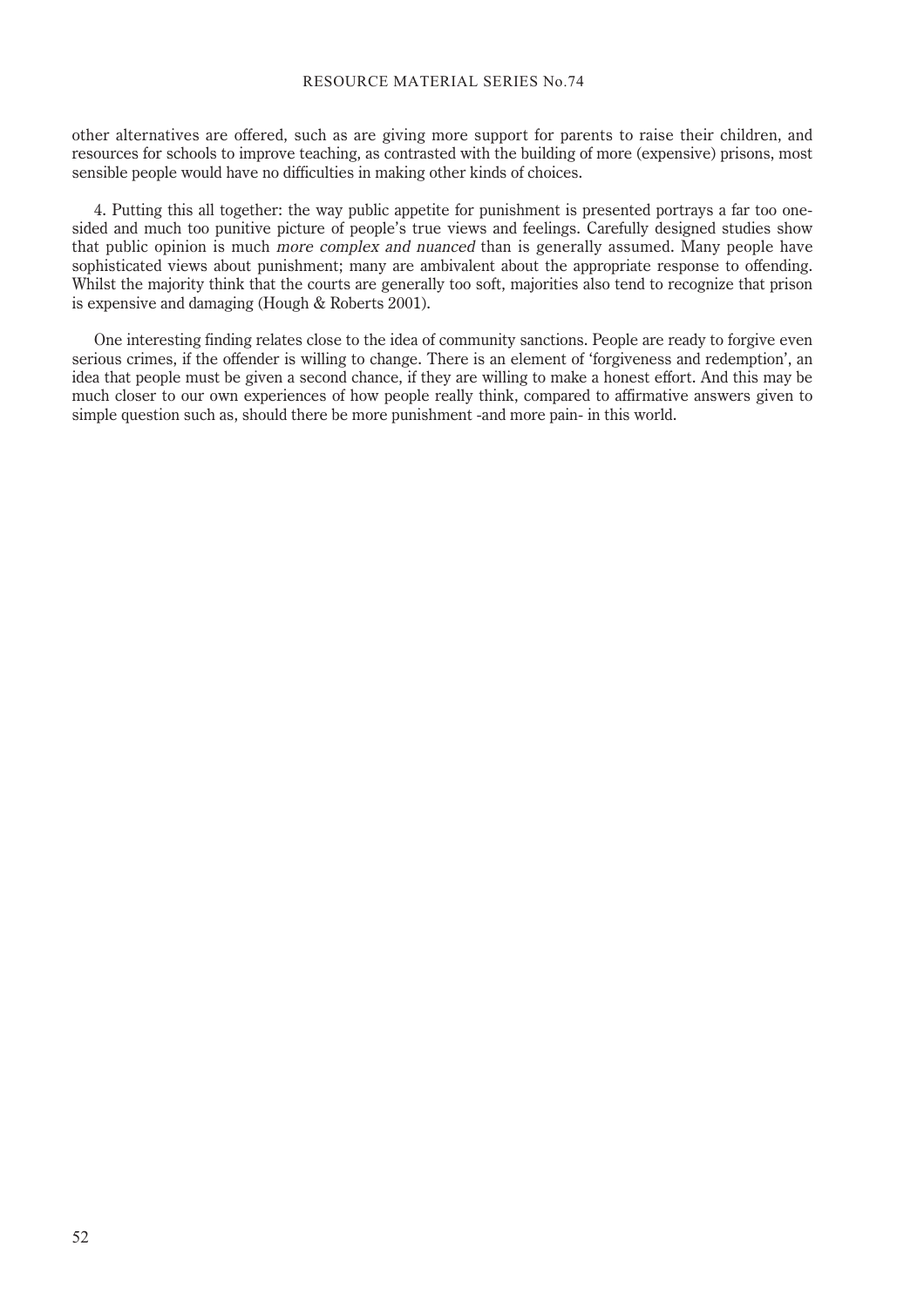other alternatives are offered, such as are giving more support for parents to raise their children, and resources for schools to improve teaching, as contrasted with the building of more (expensive) prisons, most sensible people would have no difficulties in making other kinds of choices.

4. Putting this all together: the way public appetite for punishment is presented portrays a far too one-sided and much too punitive picture of people's true views and feelings. Carefully designed studies show that public opinion is much *more complex and nuanced* than is generally assumed. Many people have sophisticated views about punishment; many are ambivalent about the appropriate response to offending. Whilst the majority think that the courts are generally too soft, majorities also tend to recognize that prison is expensive and damaging (Hough & Roberts 2001).

One interesting finding relates close to the idea of community sanctions. People are ready to forgive even serious crimes, if the offender is willing to change. There is an element of 'forgiveness and redemption', an idea that people must be given a second chance, if they are willing to make a honest effort. And this may be much closer to our own experiences of how people really think, compared to affirmative answers given to simple question such as, should there be more punishment -and more pain- in this world.